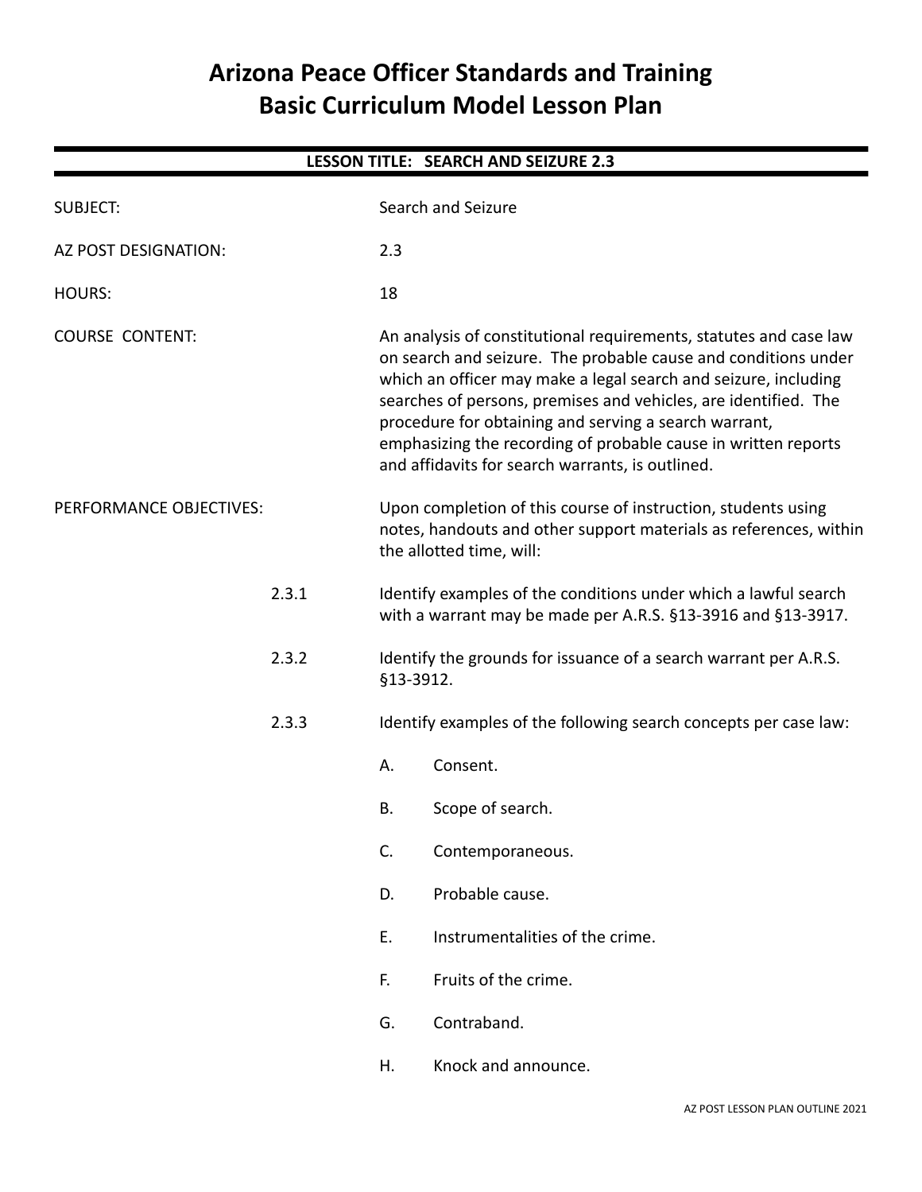# Arizona Peace Officer Standards and Training Basic Curriculum Model Lesson Plan

**LESSON TITLE: SEARCH AND SEIZURE 2.3**

SUBJECT: Search and Seizure

AZ POST DESIGNATION: 2.3

HOURS: 18

COURSE CONTENT: An analysis of constitutional requirements, statutes and case law on search and seizure. The probable cause and conditions under which an officer may make a legal search and seizure, including searches of persons, premises and vehicles, are identified. The procedure for obtaining and serving a search warrant, emphasizing the recording of probable cause in written reports and affidavits for search warrants, is outlined.

PERFORMANCE OBJECTIVES: Upon completion of this course of instruction, students using notes, handouts and other support materials as references, within the allotted time, will:

2.3.1 Identify examples of the conditions under which a lawful search with a warrant may be made per A.R.S. §13-3916 and §13-3917.

2.3.2 Identify the grounds for issuance of a search warrant per A.R.S. §13-3912.

2.3.3 Identify examples of the following search concepts per case law:

- A. Consent.
- B. Scope of search.
- C. Contemporaneous.
- D. Probable cause.
- E. Instrumentalities of the crime.
- F. Fruits of the crime.
- G. Contraband.
- H. Knock and announce.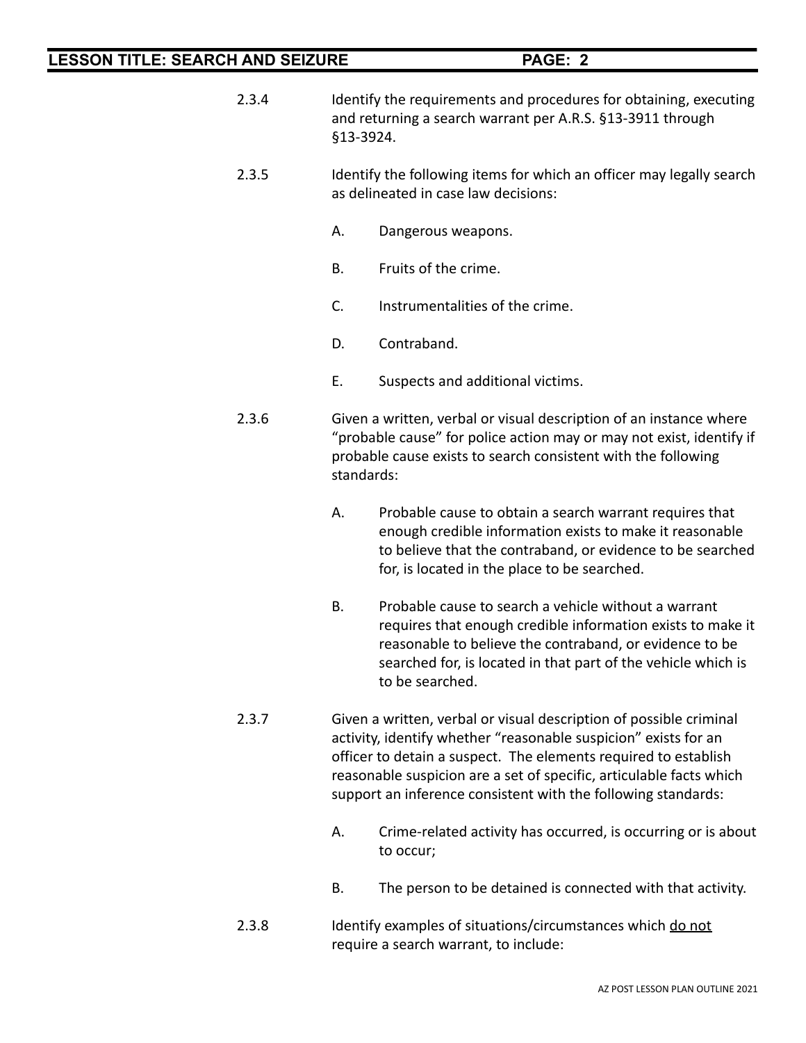2.3.4 Identify the requirements and procedures for obtaining, executing and returning a search warrant per A.R.S. §13-3911 through §13-3924.

2.3.5 Identify the following items for which an officer may legally search as delineated in case law decisions:

A. Dangerous weapons.

B. Fruits of the crime.

C. Instrumentalities of the crime.

D. Contraband.

E. Suspects and additional victims.

2.3.6 Given a written, verbal or visual description of an instance where "probable cause" for police action may or may not exist, identify if probable cause exists to search consistent with the following standards:

A. Probable cause to obtain a search warrant requires that enough credible information exists to make it reasonable to believe that the contraband, or evidence to be searched for, is located in the place to be searched.

B. Probable cause to search a vehicle without a warrant requires that enough credible information exists to make it reasonable to believe the contraband, or evidence to be searched for, is located in that part of the vehicle which is to be searched.

2.3.7 Given a written, verbal or visual description of possible criminal activity, identify whether "reasonable suspicion" exists for an officer to detain a suspect. The elements required to establish reasonable suspicion are a set of specific, articulable facts which support an inference consistent with the following standards:

A. Crime-related activity has occurred, is occurring or is about to occur;

B. The person to be detained is connected with that activity.

2.3.8 Identify examples of situations/circumstances which <u>do not</u> require a search warrant, to include: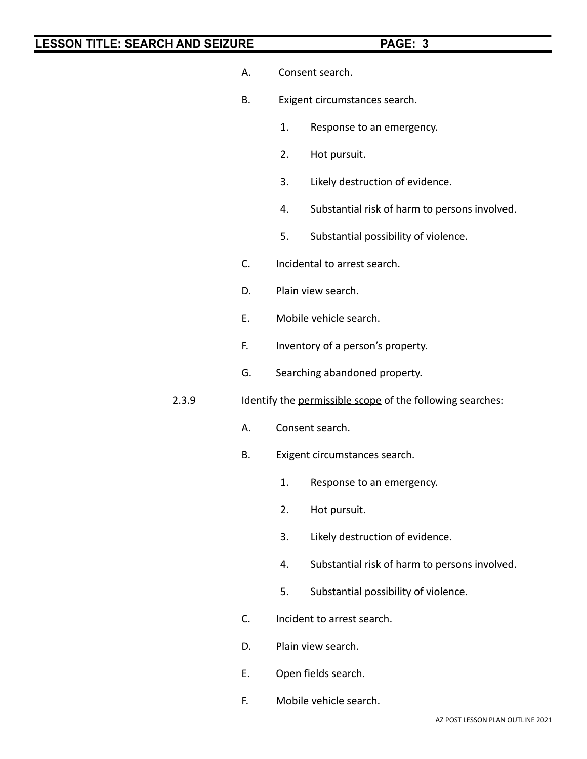A. Consent search.

B. Exigent circumstances search.

1. Response to an emergency.
2. Hot pursuit.
3. Likely destruction of evidence.
4. Substantial risk of harm to persons involved.
5. Substantial possibility of violence.

C. Incidental to arrest search.

D. Plain view search.

E. Mobile vehicle search.

F. Inventory of a person's property.

G. Searching abandoned property.

2.3.9 Identify the <u>permissible scope</u> of the following searches:

A. Consent search.

B. Exigent circumstances search.

1. Response to an emergency.
2. Hot pursuit.
3. Likely destruction of evidence.
4. Substantial risk of harm to persons involved.
5. Substantial possibility of violence.

C. Incident to arrest search.

D. Plain view search.

E. Open fields search.

F. Mobile vehicle search.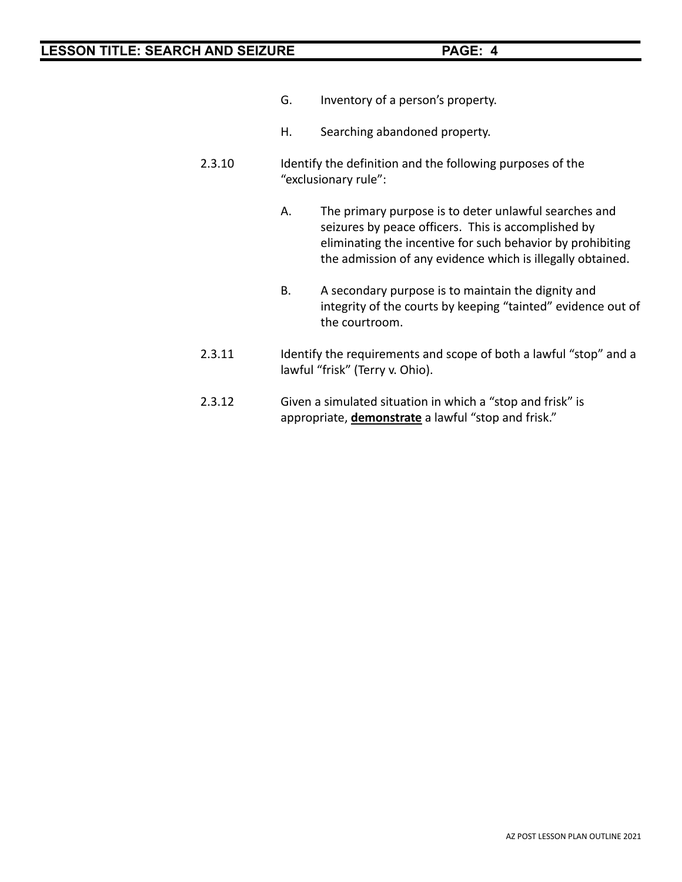G. Inventory of a person's property.

H. Searching abandoned property.

2.3.10 Identify the definition and the following purposes of the "exclusionary rule":

A. The primary purpose is to deter unlawful searches and seizures by peace officers. This is accomplished by eliminating the incentive for such behavior by prohibiting the admission of any evidence which is illegally obtained.

B. A secondary purpose is to maintain the dignity and integrity of the courts by keeping "tainted" evidence out of the courtroom.

2.3.11 Identify the requirements and scope of both a lawful "stop" and a lawful "frisk" (Terry v. Ohio).

2.3.12 Given a simulated situation in which a "stop and frisk" is appropriate, **demonstrate** a lawful "stop and frisk."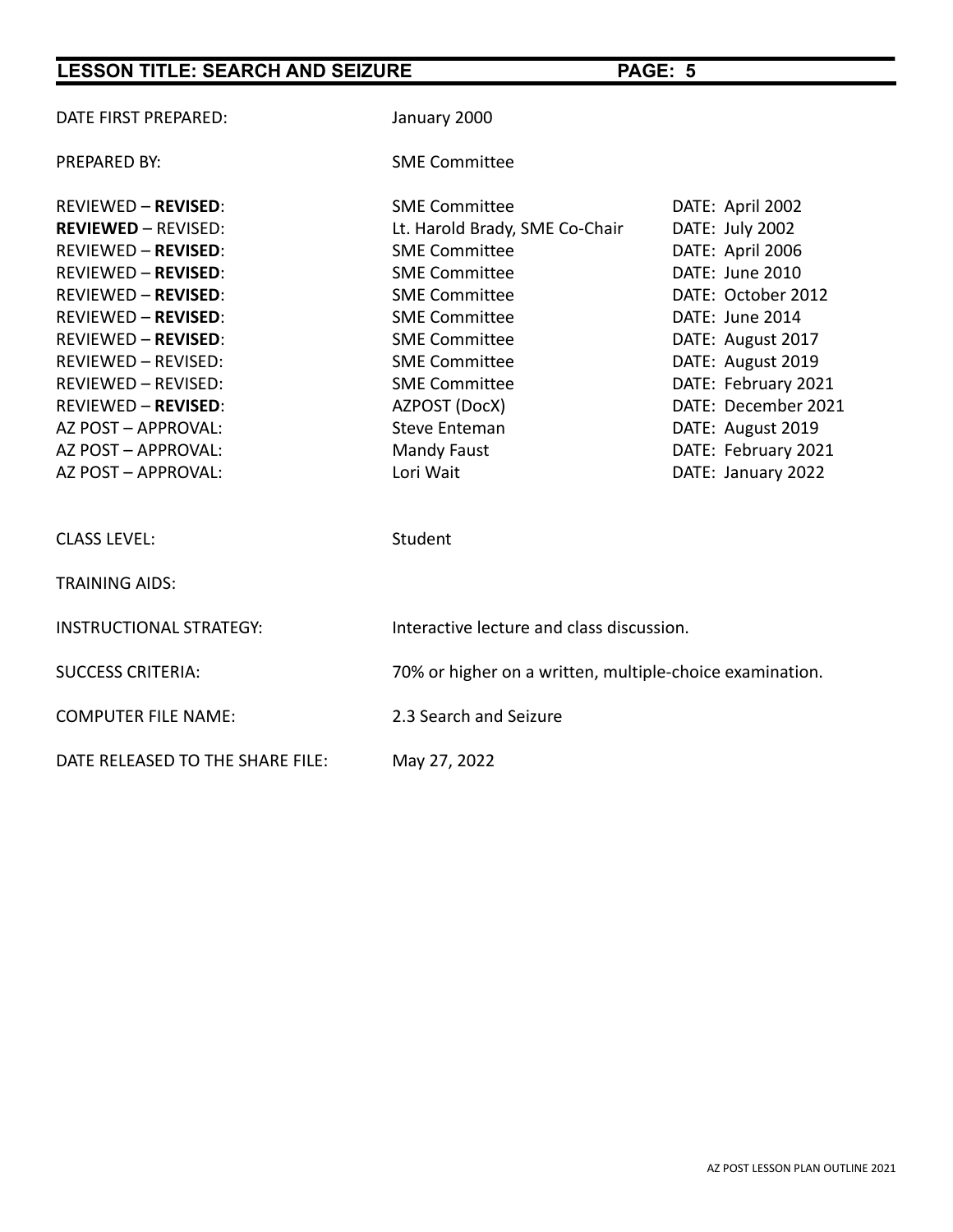DATE FIRST PREPARED: January 2000

PREPARED BY: SME Committee

| | | |
|---|---|---|
| REVIEWED – **REVISED**: | SME Committee | DATE: April 2002 |
| **REVIEWED** – REVISED: | Lt. Harold Brady, SME Co-Chair | DATE: July 2002 |
| REVIEWED – **REVISED**: | SME Committee | DATE: April 2006 |
| REVIEWED – **REVISED**: | SME Committee | DATE: June 2010 |
| REVIEWED – **REVISED**: | SME Committee | DATE: October 2012 |
| REVIEWED – **REVISED**: | SME Committee | DATE: June 2014 |
| REVIEWED – **REVISED**: | SME Committee | DATE: August 2017 |
| REVIEWED – REVISED: | SME Committee | DATE: August 2019 |
| REVIEWED – REVISED: | SME Committee | DATE: February 2021 |
| REVIEWED – **REVISED**: | AZPOST (DocX) | DATE: December 2021 |
| AZ POST – APPROVAL: | Steve Enteman | DATE: August 2019 |
| AZ POST – APPROVAL: | Mandy Faust | DATE: February 2021 |
| AZ POST – APPROVAL: | Lori Wait | DATE: January 2022 |

CLASS LEVEL: Student

TRAINING AIDS:

INSTRUCTIONAL STRATEGY: Interactive lecture and class discussion.

SUCCESS CRITERIA: 70% or higher on a written, multiple-choice examination.

COMPUTER FILE NAME: 2.3 Search and Seizure

DATE RELEASED TO THE SHARE FILE: May 27, 2022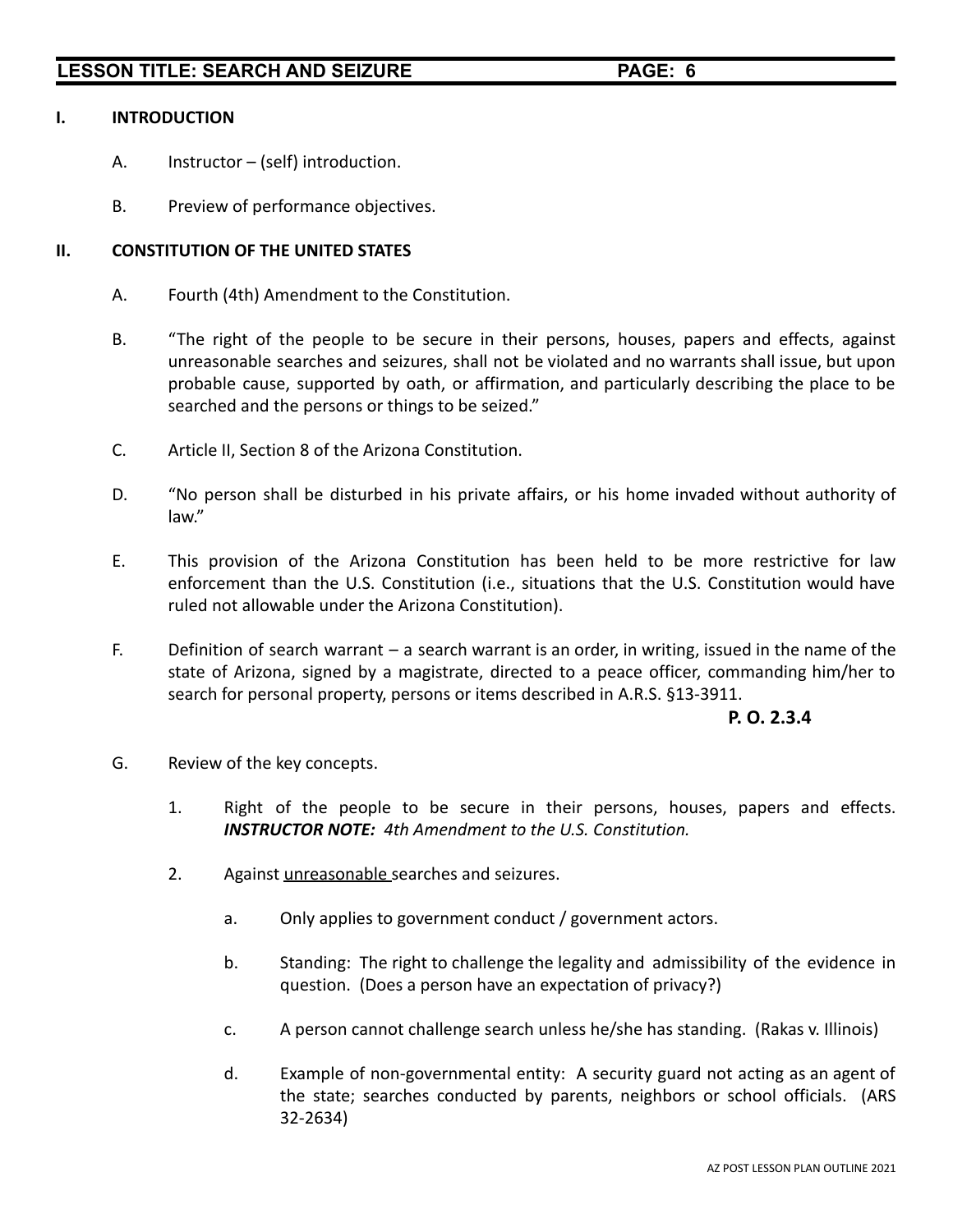## I. INTRODUCTION

A. Instructor – (self) introduction.

B. Preview of performance objectives.

## II. CONSTITUTION OF THE UNITED STATES

A. Fourth (4th) Amendment to the Constitution.

B. "The right of the people to be secure in their persons, houses, papers and effects, against unreasonable searches and seizures, shall not be violated and no warrants shall issue, but upon probable cause, supported by oath, or affirmation, and particularly describing the place to be searched and the persons or things to be seized."

C. Article II, Section 8 of the Arizona Constitution.

D. "No person shall be disturbed in his private affairs, or his home invaded without authority of law."

E. This provision of the Arizona Constitution has been held to be more restrictive for law enforcement than the U.S. Constitution (i.e., situations that the U.S. Constitution would have ruled not allowable under the Arizona Constitution).

F. Definition of search warrant – a search warrant is an order, in writing, issued in the name of the state of Arizona, signed by a magistrate, directed to a peace officer, commanding him/her to search for personal property, persons or items described in A.R.S. §13-3911.

**P. O. 2.3.4**

G. Review of the key concepts.

1. Right of the people to be secure in their persons, houses, papers and effects. ***INSTRUCTOR NOTE:*** *4th Amendment to the U.S. Constitution.*

2. Against <u>unreasonable</u> searches and seizures.

   a. Only applies to government conduct / government actors.

   b. Standing: The right to challenge the legality and admissibility of the evidence in question. (Does a person have an expectation of privacy?)

   c. A person cannot challenge search unless he/she has standing. (Rakas v. Illinois)

   d. Example of non-governmental entity: A security guard not acting as an agent of the state; searches conducted by parents, neighbors or school officials. (ARS 32-2634)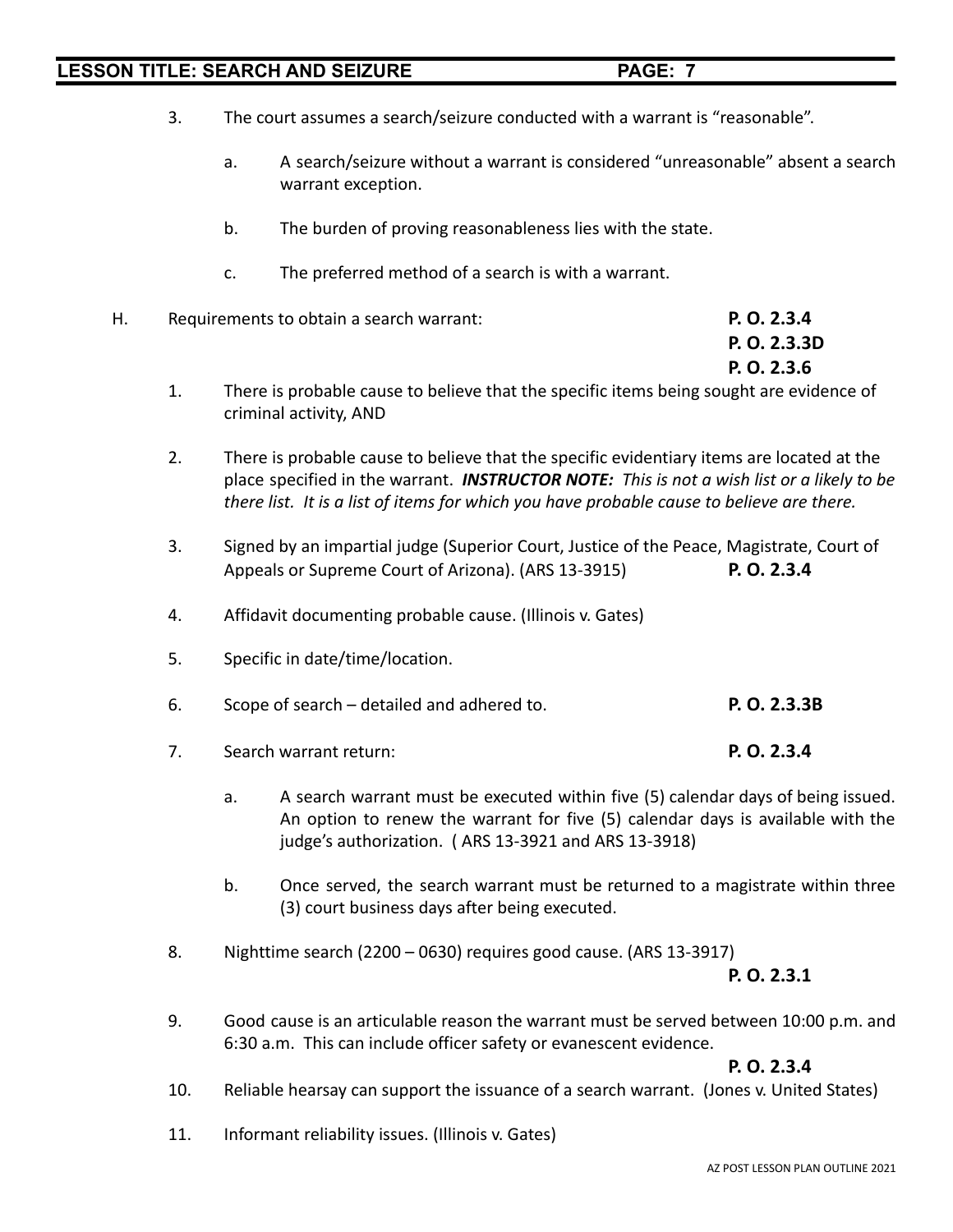3. The court assumes a search/seizure conducted with a warrant is "reasonable".

   a. A search/seizure without a warrant is considered "unreasonable" absent a search warrant exception.

   b. The burden of proving reasonableness lies with the state.

   c. The preferred method of a search is with a warrant.

H. Requirements to obtain a search warrant: **P. O. 2.3.4** **P. O. 2.3.3D** **P. O. 2.3.6**

1. There is probable cause to believe that the specific items being sought are evidence of criminal activity, AND

2. There is probable cause to believe that the specific evidentiary items are located at the place specified in the warrant. ***INSTRUCTOR NOTE:*** *This is not a wish list or a likely to be there list. It is a list of items for which you have probable cause to believe are there.*

3. Signed by an impartial judge (Superior Court, Justice of the Peace, Magistrate, Court of Appeals or Supreme Court of Arizona). (ARS 13-3915) **P. O. 2.3.4**

4. Affidavit documenting probable cause. (Illinois v. Gates)

5. Specific in date/time/location.

6. Scope of search – detailed and adhered to. **P. O. 2.3.3B**

7. Search warrant return: **P. O. 2.3.4**

   a. A search warrant must be executed within five (5) calendar days of being issued. An option to renew the warrant for five (5) calendar days is available with the judge's authorization. ( ARS 13-3921 and ARS 13-3918)

   b. Once served, the search warrant must be returned to a magistrate within three (3) court business days after being executed.

8. Nighttime search (2200 – 0630) requires good cause. (ARS 13-3917) **P. O. 2.3.1**

9. Good cause is an articulable reason the warrant must be served between 10:00 p.m. and 6:30 a.m. This can include officer safety or evanescent evidence. **P. O. 2.3.4**

10. Reliable hearsay can support the issuance of a search warrant. (Jones v. United States)

11. Informant reliability issues. (Illinois v. Gates)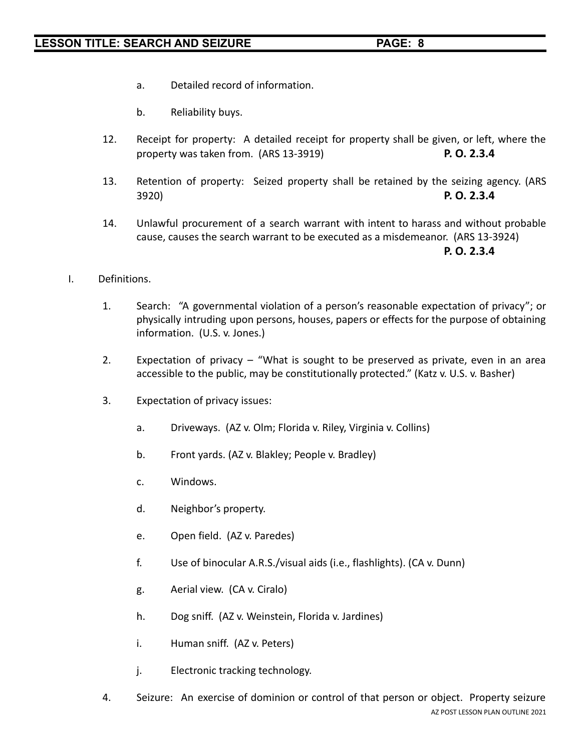a. Detailed record of information.

b. Reliability buys.

12. Receipt for property: A detailed receipt for property shall be given, or left, where the property was taken from. (ARS 13-3919) **P. O. 2.3.4**

13. Retention of property: Seized property shall be retained by the seizing agency. (ARS 3920) **P. O. 2.3.4**

14. Unlawful procurement of a search warrant with intent to harass and without probable cause, causes the search warrant to be executed as a misdemeanor. (ARS 13-3924) **P. O. 2.3.4**

I. Definitions.

1. Search: "A governmental violation of a person's reasonable expectation of privacy"; or physically intruding upon persons, houses, papers or effects for the purpose of obtaining information. (U.S. v. Jones.)

2. Expectation of privacy – "What is sought to be preserved as private, even in an area accessible to the public, may be constitutionally protected." (Katz v. U.S. v. Basher)

3. Expectation of privacy issues:

   a. Driveways. (AZ v. Olm; Florida v. Riley, Virginia v. Collins)

   b. Front yards. (AZ v. Blakley; People v. Bradley)

   c. Windows.

   d. Neighbor's property.

   e. Open field. (AZ v. Paredes)

   f. Use of binocular A.R.S./visual aids (i.e., flashlights). (CA v. Dunn)

   g. Aerial view. (CA v. Ciralo)

   h. Dog sniff. (AZ v. Weinstein, Florida v. Jardines)

   i. Human sniff. (AZ v. Peters)

   j. Electronic tracking technology.

4. Seizure: An exercise of dominion or control of that person or object. Property seizure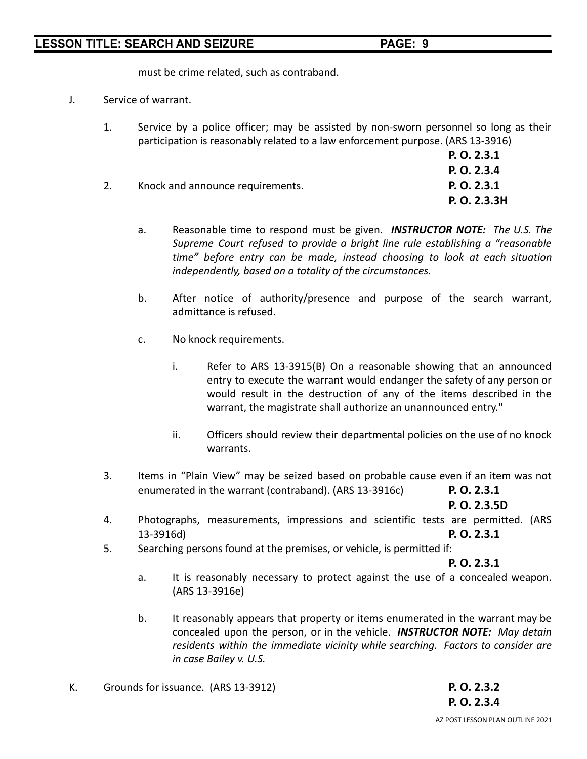must be crime related, such as contraband.

J. Service of warrant.

1. Service by a police officer; may be assisted by non-sworn personnel so long as their participation is reasonably related to a law enforcement purpose. (ARS 13-3916) **P. O. 2.3.1** **P. O. 2.3.4**

2. Knock and announce requirements. **P. O. 2.3.1** **P. O. 2.3.3H**

   a. Reasonable time to respond must be given. ***INSTRUCTOR NOTE:*** *The U.S. The Supreme Court refused to provide a bright line rule establishing a "reasonable time" before entry can be made, instead choosing to look at each situation independently, based on a totality of the circumstances.*

   b. After notice of authority/presence and purpose of the search warrant, admittance is refused.

   c. No knock requirements.

      i. Refer to ARS 13-3915(B) On a reasonable showing that an announced entry to execute the warrant would endanger the safety of any person or would result in the destruction of any of the items described in the warrant, the magistrate shall authorize an unannounced entry."

      ii. Officers should review their departmental policies on the use of no knock warrants.

3. Items in "Plain View" may be seized based on probable cause even if an item was not enumerated in the warrant (contraband). (ARS 13-3916c) **P. O. 2.3.1** **P. O. 2.3.5D**

4. Photographs, measurements, impressions and scientific tests are permitted. (ARS 13-3916d) **P. O. 2.3.1**

5. Searching persons found at the premises, or vehicle, is permitted if: **P. O. 2.3.1**

   a. It is reasonably necessary to protect against the use of a concealed weapon. (ARS 13-3916e)

   b. It reasonably appears that property or items enumerated in the warrant may be concealed upon the person, or in the vehicle. ***INSTRUCTOR NOTE:*** *May detain residents within the immediate vicinity while searching. Factors to consider are in case Bailey v. U.S.*

K. Grounds for issuance. (ARS 13-3912) **P. O. 2.3.2** **P. O. 2.3.4**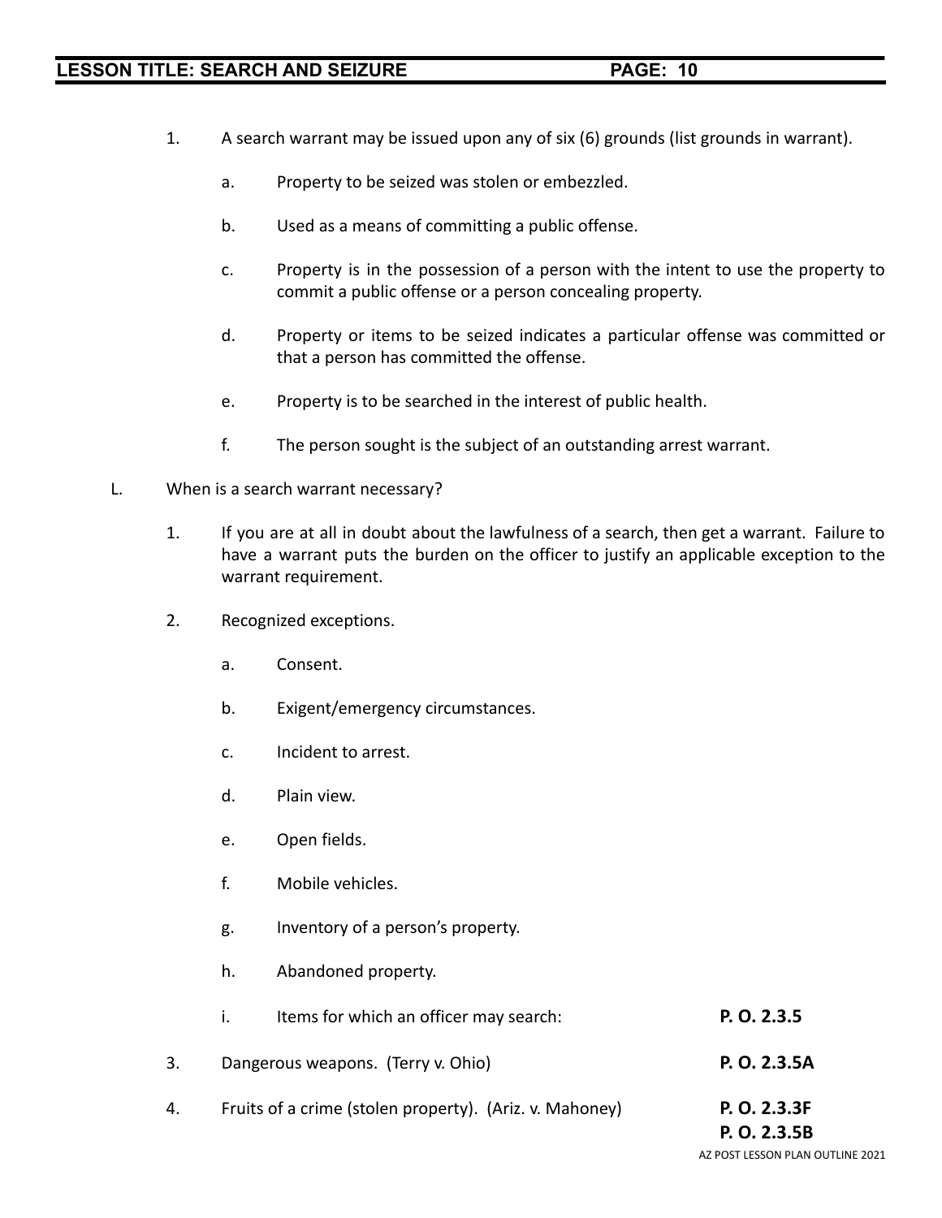1. A search warrant may be issued upon any of six (6) grounds (list grounds in warrant).

   a. Property to be seized was stolen or embezzled.

   b. Used as a means of committing a public offense.

   c. Property is in the possession of a person with the intent to use the property to commit a public offense or a person concealing property.

   d. Property or items to be seized indicates a particular offense was committed or that a person has committed the offense.

   e. Property is to be searched in the interest of public health.

   f. The person sought is the subject of an outstanding arrest warrant.

L. When is a search warrant necessary?

1. If you are at all in doubt about the lawfulness of a search, then get a warrant. Failure to have a warrant puts the burden on the officer to justify an applicable exception to the warrant requirement.

2. Recognized exceptions.

   a. Consent.

   b. Exigent/emergency circumstances.

   c. Incident to arrest.

   d. Plain view.

   e. Open fields.

   f. Mobile vehicles.

   g. Inventory of a person's property.

   h. Abandoned property.

   i. Items for which an officer may search: **P. O. 2.3.5**

3. Dangerous weapons. (Terry v. Ohio) **P. O. 2.3.5A**

4. Fruits of a crime (stolen property). (Ariz. v. Mahoney) **P. O. 2.3.3F** **P. O. 2.3.5B**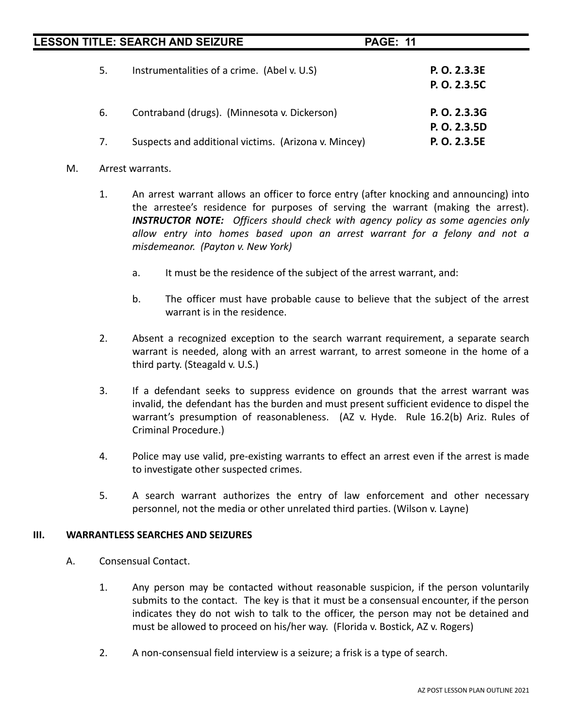5. Instrumentalities of a crime. (Abel v. U.S) **P. O. 2.3.3E** **P. O. 2.3.5C**

6. Contraband (drugs). (Minnesota v. Dickerson) **P. O. 2.3.3G** **P. O. 2.3.5D**

7. Suspects and additional victims. (Arizona v. Mincey) **P. O. 2.3.5E**

M. Arrest warrants.

1. An arrest warrant allows an officer to force entry (after knocking and announcing) into the arrestee's residence for purposes of serving the warrant (making the arrest). ***INSTRUCTOR NOTE:*** *Officers should check with agency policy as some agencies only allow entry into homes based upon an arrest warrant for a felony and not a misdemeanor. (Payton v. New York)*

   a. It must be the residence of the subject of the arrest warrant, and:

   b. The officer must have probable cause to believe that the subject of the arrest warrant is in the residence.

2. Absent a recognized exception to the search warrant requirement, a separate search warrant is needed, along with an arrest warrant, to arrest someone in the home of a third party. (Steagald v. U.S.)

3. If a defendant seeks to suppress evidence on grounds that the arrest warrant was invalid, the defendant has the burden and must present sufficient evidence to dispel the warrant's presumption of reasonableness. (AZ v. Hyde. Rule 16.2(b) Ariz. Rules of Criminal Procedure.)

4. Police may use valid, pre-existing warrants to effect an arrest even if the arrest is made to investigate other suspected crimes.

5. A search warrant authorizes the entry of law enforcement and other necessary personnel, not the media or other unrelated third parties. (Wilson v. Layne)

## III. WARRANTLESS SEARCHES AND SEIZURES

A. Consensual Contact.

1. Any person may be contacted without reasonable suspicion, if the person voluntarily submits to the contact. The key is that it must be a consensual encounter, if the person indicates they do not wish to talk to the officer, the person may not be detained and must be allowed to proceed on his/her way. (Florida v. Bostick, AZ v. Rogers)

2. A non-consensual field interview is a seizure; a frisk is a type of search.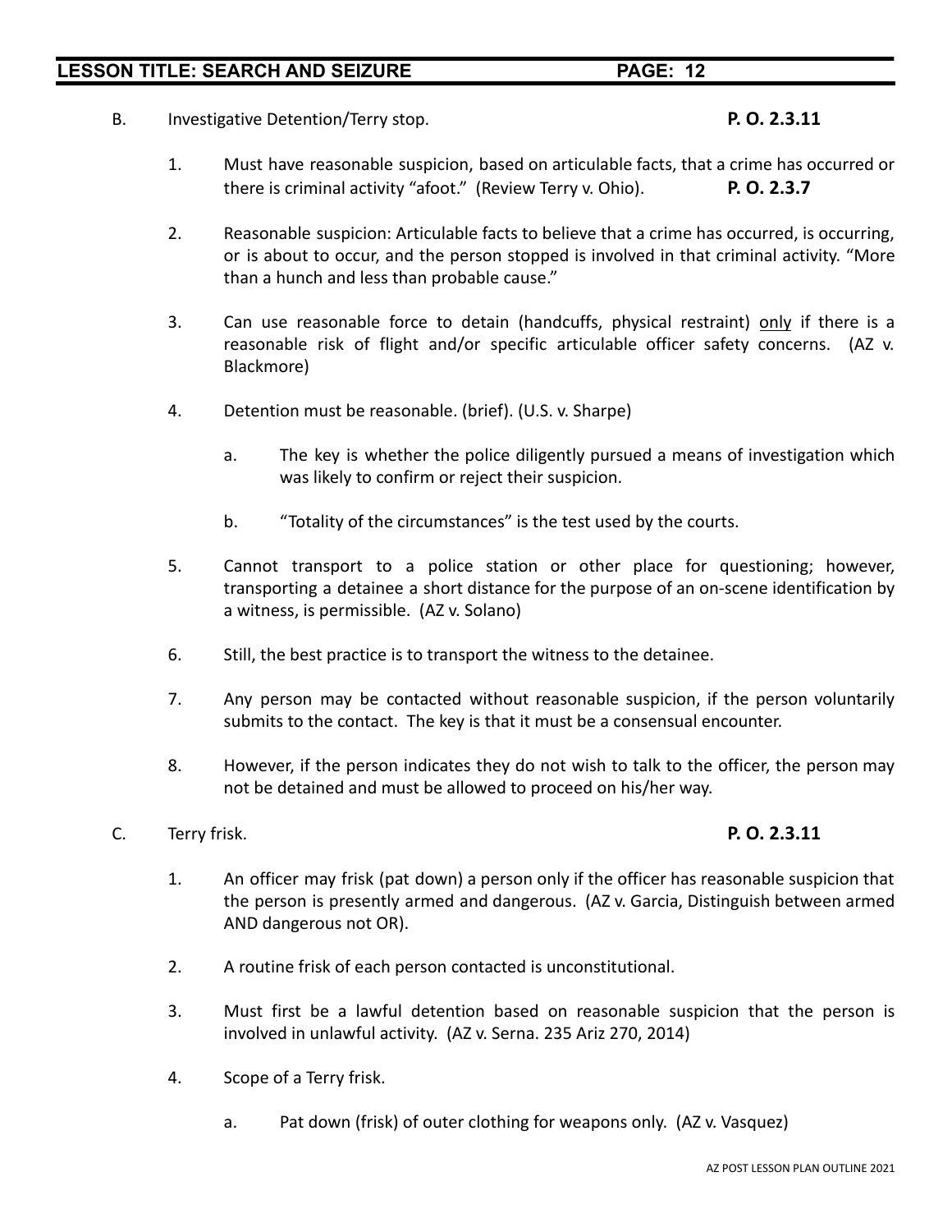B. Investigative Detention/Terry stop. **P. O. 2.3.11**

1. Must have reasonable suspicion, based on articulable facts, that a crime has occurred or there is criminal activity "afoot." (Review Terry v. Ohio). **P. O. 2.3.7**

2. Reasonable suspicion: Articulable facts to believe that a crime has occurred, is occurring, or is about to occur, and the person stopped is involved in that criminal activity. "More than a hunch and less than probable cause."

3. Can use reasonable force to detain (handcuffs, physical restraint) <u>only</u> if there is a reasonable risk of flight and/or specific articulable officer safety concerns. (AZ v. Blackmore)

4. Detention must be reasonable. (brief). (U.S. v. Sharpe)

   a. The key is whether the police diligently pursued a means of investigation which was likely to confirm or reject their suspicion.

   b. "Totality of the circumstances" is the test used by the courts.

5. Cannot transport to a police station or other place for questioning; however, transporting a detainee a short distance for the purpose of an on-scene identification by a witness, is permissible. (AZ v. Solano)

6. Still, the best practice is to transport the witness to the detainee.

7. Any person may be contacted without reasonable suspicion, if the person voluntarily submits to the contact. The key is that it must be a consensual encounter.

8. However, if the person indicates they do not wish to talk to the officer, the person may not be detained and must be allowed to proceed on his/her way.

C. Terry frisk. **P. O. 2.3.11**

1. An officer may frisk (pat down) a person only if the officer has reasonable suspicion that the person is presently armed and dangerous. (AZ v. Garcia, Distinguish between armed AND dangerous not OR).

2. A routine frisk of each person contacted is unconstitutional.

3. Must first be a lawful detention based on reasonable suspicion that the person is involved in unlawful activity. (AZ v. Serna. 235 Ariz 270, 2014)

4. Scope of a Terry frisk.

   a. Pat down (frisk) of outer clothing for weapons only. (AZ v. Vasquez)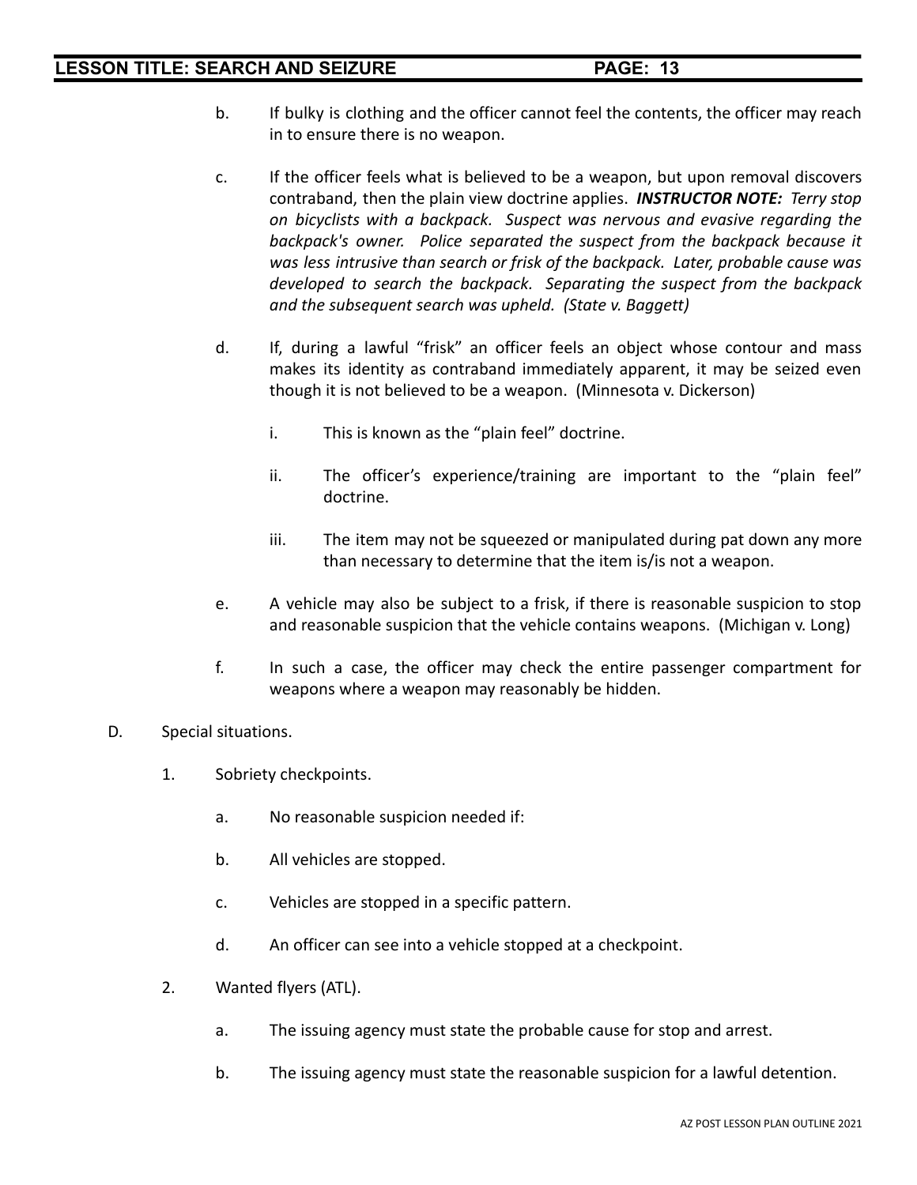b. If bulky is clothing and the officer cannot feel the contents, the officer may reach in to ensure there is no weapon.

c. If the officer feels what is believed to be a weapon, but upon removal discovers contraband, then the plain view doctrine applies. ***INSTRUCTOR NOTE:*** *Terry stop on bicyclists with a backpack. Suspect was nervous and evasive regarding the backpack's owner. Police separated the suspect from the backpack because it was less intrusive than search or frisk of the backpack. Later, probable cause was developed to search the backpack. Separating the suspect from the backpack and the subsequent search was upheld. (State v. Baggett)*

d. If, during a lawful "frisk" an officer feels an object whose contour and mass makes its identity as contraband immediately apparent, it may be seized even though it is not believed to be a weapon. (Minnesota v. Dickerson)

   i. This is known as the "plain feel" doctrine.

   ii. The officer's experience/training are important to the "plain feel" doctrine.

   iii. The item may not be squeezed or manipulated during pat down any more than necessary to determine that the item is/is not a weapon.

e. A vehicle may also be subject to a frisk, if there is reasonable suspicion to stop and reasonable suspicion that the vehicle contains weapons. (Michigan v. Long)

f. In such a case, the officer may check the entire passenger compartment for weapons where a weapon may reasonably be hidden.

D. Special situations.

1. Sobriety checkpoints.

   a. No reasonable suspicion needed if:

   b. All vehicles are stopped.

   c. Vehicles are stopped in a specific pattern.

   d. An officer can see into a vehicle stopped at a checkpoint.

2. Wanted flyers (ATL).

   a. The issuing agency must state the probable cause for stop and arrest.

   b. The issuing agency must state the reasonable suspicion for a lawful detention.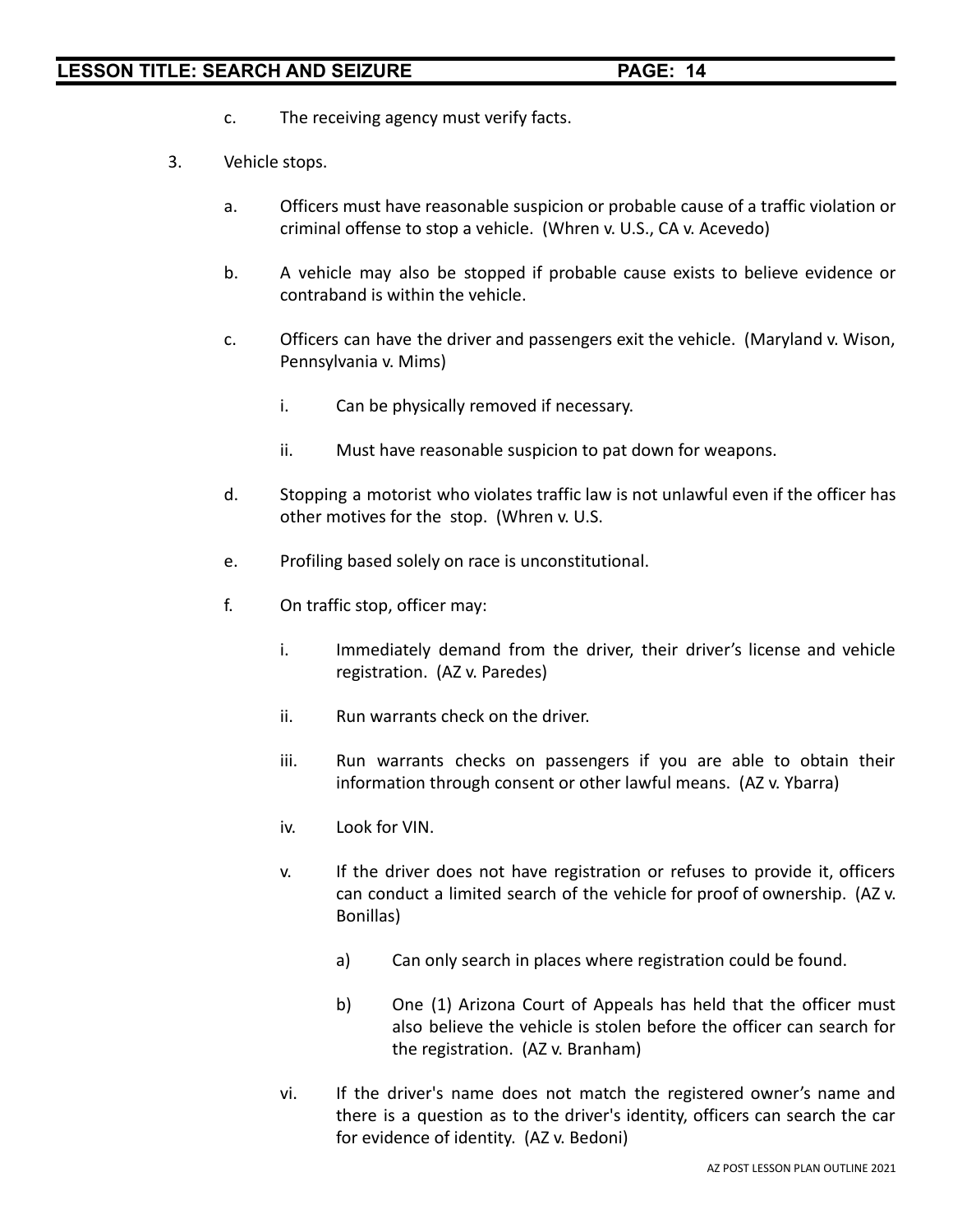c. The receiving agency must verify facts.

3. Vehicle stops.

   a. Officers must have reasonable suspicion or probable cause of a traffic violation or criminal offense to stop a vehicle. (Whren v. U.S., CA v. Acevedo)

   b. A vehicle may also be stopped if probable cause exists to believe evidence or contraband is within the vehicle.

   c. Officers can have the driver and passengers exit the vehicle. (Maryland v. Wison, Pennsylvania v. Mims)

      i. Can be physically removed if necessary.

      ii. Must have reasonable suspicion to pat down for weapons.

   d. Stopping a motorist who violates traffic law is not unlawful even if the officer has other motives for the stop. (Whren v. U.S.

   e. Profiling based solely on race is unconstitutional.

   f. On traffic stop, officer may:

      i. Immediately demand from the driver, their driver's license and vehicle registration. (AZ v. Paredes)

      ii. Run warrants check on the driver.

      iii. Run warrants checks on passengers if you are able to obtain their information through consent or other lawful means. (AZ v. Ybarra)

      iv. Look for VIN.

      v. If the driver does not have registration or refuses to provide it, officers can conduct a limited search of the vehicle for proof of ownership. (AZ v. Bonillas)

         a) Can only search in places where registration could be found.

         b) One (1) Arizona Court of Appeals has held that the officer must also believe the vehicle is stolen before the officer can search for the registration. (AZ v. Branham)

      vi. If the driver's name does not match the registered owner's name and there is a question as to the driver's identity, officers can search the car for evidence of identity. (AZ v. Bedoni)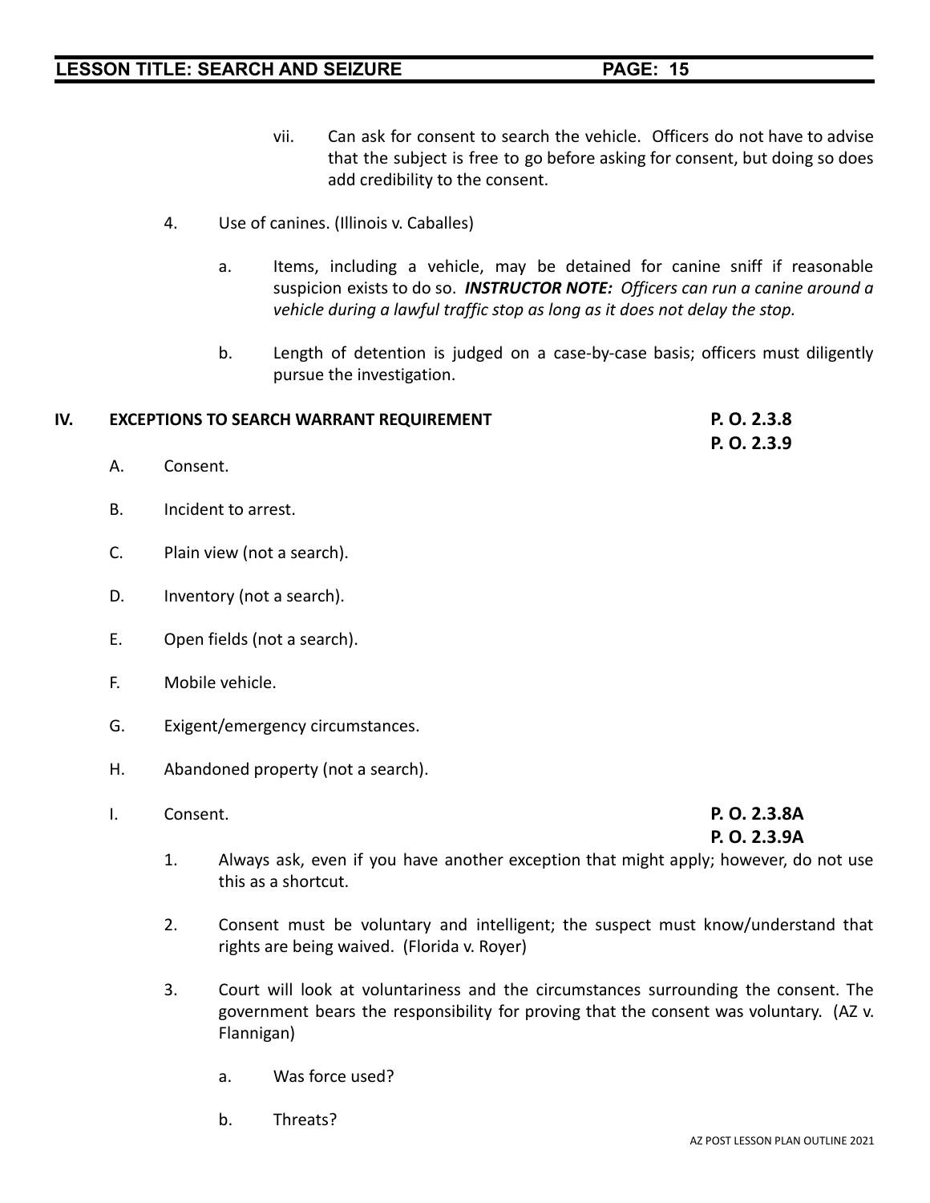vii. Can ask for consent to search the vehicle. Officers do not have to advise that the subject is free to go before asking for consent, but doing so does add credibility to the consent.

4. Use of canines. (Illinois v. Caballes)

   a. Items, including a vehicle, may be detained for canine sniff if reasonable suspicion exists to do so. ***INSTRUCTOR NOTE:*** *Officers can run a canine around a vehicle during a lawful traffic stop as long as it does not delay the stop.*

   b. Length of detention is judged on a case-by-case basis; officers must diligently pursue the investigation.

## IV. EXCEPTIONS TO SEARCH WARRANT REQUIREMENT

**P. O. 2.3.8**
**P. O. 2.3.9**

A. Consent.

B. Incident to arrest.

C. Plain view (not a search).

D. Inventory (not a search).

E. Open fields (not a search).

F. Mobile vehicle.

G. Exigent/emergency circumstances.

H. Abandoned property (not a search).

I. Consent.

**P. O. 2.3.8A**
**P. O. 2.3.9A**

1. Always ask, even if you have another exception that might apply; however, do not use this as a shortcut.

2. Consent must be voluntary and intelligent; the suspect must know/understand that rights are being waived. (Florida v. Royer)

3. Court will look at voluntariness and the circumstances surrounding the consent. The government bears the responsibility for proving that the consent was voluntary. (AZ v. Flannigan)

   a. Was force used?

   b. Threats?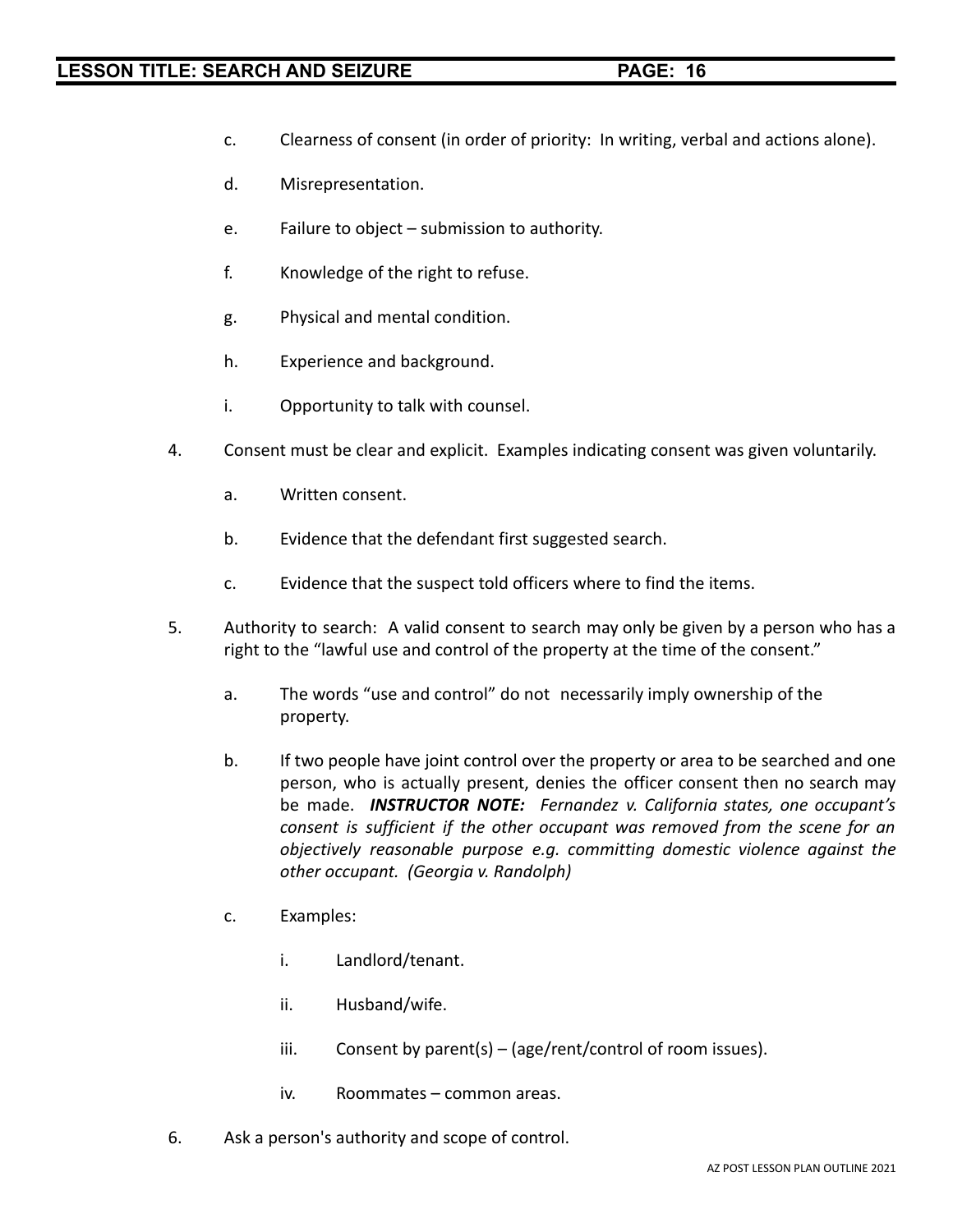c. Clearness of consent (in order of priority: In writing, verbal and actions alone).

d. Misrepresentation.

e. Failure to object – submission to authority.

f. Knowledge of the right to refuse.

g. Physical and mental condition.

h. Experience and background.

i. Opportunity to talk with counsel.

4. Consent must be clear and explicit. Examples indicating consent was given voluntarily.

    a. Written consent.

    b. Evidence that the defendant first suggested search.

    c. Evidence that the suspect told officers where to find the items.

5. Authority to search: A valid consent to search may only be given by a person who has a right to the "lawful use and control of the property at the time of the consent."

    a. The words "use and control" do not necessarily imply ownership of the property.

    b. If two people have joint control over the property or area to be searched and one person, who is actually present, denies the officer consent then no search may be made. ***INSTRUCTOR NOTE:*** *Fernandez v. California states, one occupant's consent is sufficient if the other occupant was removed from the scene for an objectively reasonable purpose e.g. committing domestic violence against the other occupant. (Georgia v. Randolph)*

    c. Examples:

        i. Landlord/tenant.

        ii. Husband/wife.

        iii. Consent by parent(s) – (age/rent/control of room issues).

        iv. Roommates – common areas.

6. Ask a person's authority and scope of control.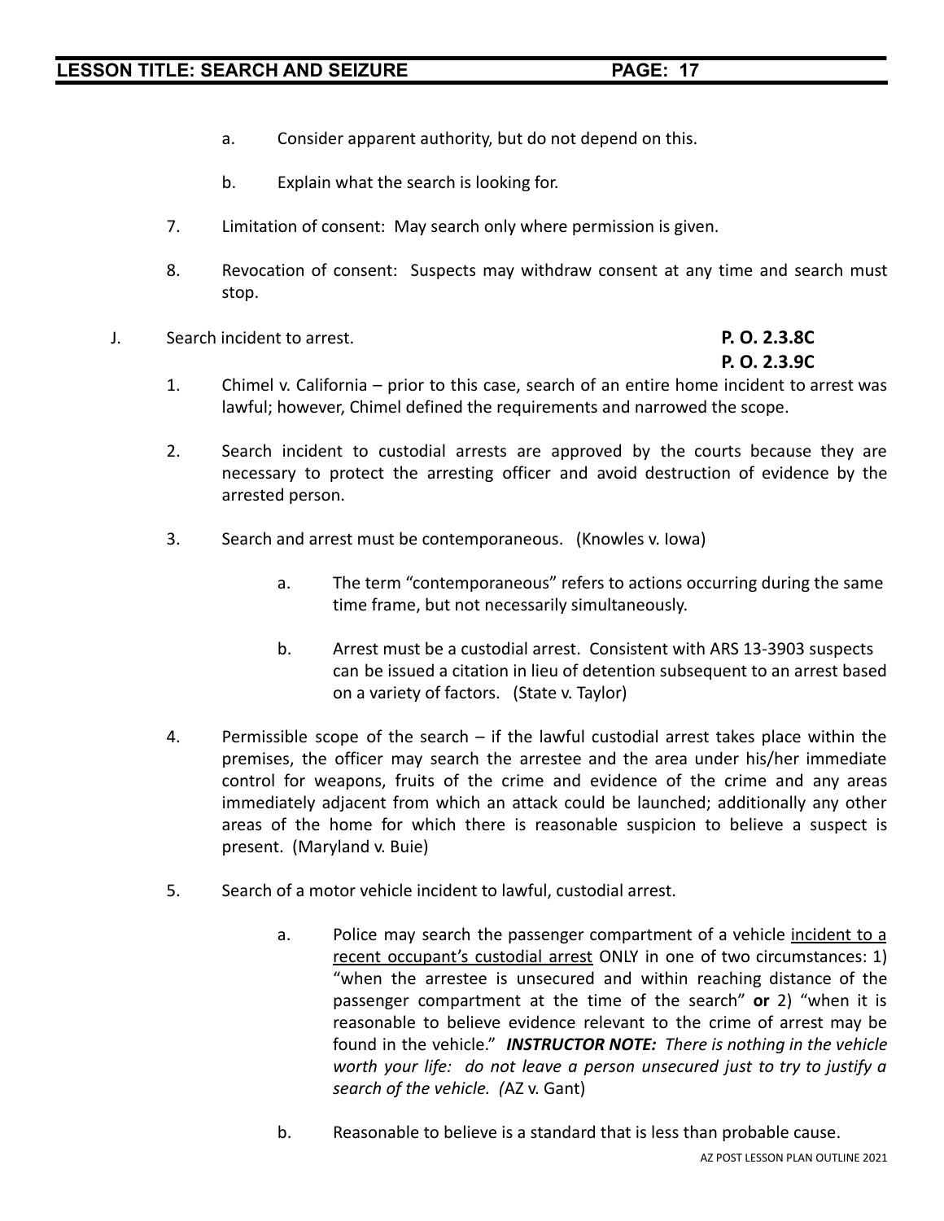a. Consider apparent authority, but do not depend on this.

b. Explain what the search is looking for.

7. Limitation of consent: May search only where permission is given.

8. Revocation of consent: Suspects may withdraw consent at any time and search must stop.

J. Search incident to arrest. **P. O. 2.3.8C** **P. O. 2.3.9C**

1. Chimel v. California – prior to this case, search of an entire home incident to arrest was lawful; however, Chimel defined the requirements and narrowed the scope.

2. Search incident to custodial arrests are approved by the courts because they are necessary to protect the arresting officer and avoid destruction of evidence by the arrested person.

3. Search and arrest must be contemporaneous. (Knowles v. Iowa)

    a. The term "contemporaneous" refers to actions occurring during the same time frame, but not necessarily simultaneously.

    b. Arrest must be a custodial arrest. Consistent with ARS 13-3903 suspects can be issued a citation in lieu of detention subsequent to an arrest based on a variety of factors. (State v. Taylor)

4. Permissible scope of the search – if the lawful custodial arrest takes place within the premises, the officer may search the arrestee and the area under his/her immediate control for weapons, fruits of the crime and evidence of the crime and any areas immediately adjacent from which an attack could be launched; additionally any other areas of the home for which there is reasonable suspicion to believe a suspect is present. (Maryland v. Buie)

5. Search of a motor vehicle incident to lawful, custodial arrest.

    a. Police may search the passenger compartment of a vehicle <u>incident to a recent occupant's custodial arrest</u> ONLY in one of two circumstances: 1) "when the arrestee is unsecured and within reaching distance of the passenger compartment at the time of the search" **or** 2) "when it is reasonable to believe evidence relevant to the crime of arrest may be found in the vehicle." ***INSTRUCTOR NOTE:*** *There is nothing in the vehicle worth your life: do not leave a person unsecured just to try to justify a search of the vehicle. (*AZ v. Gant)

    b. Reasonable to believe is a standard that is less than probable cause.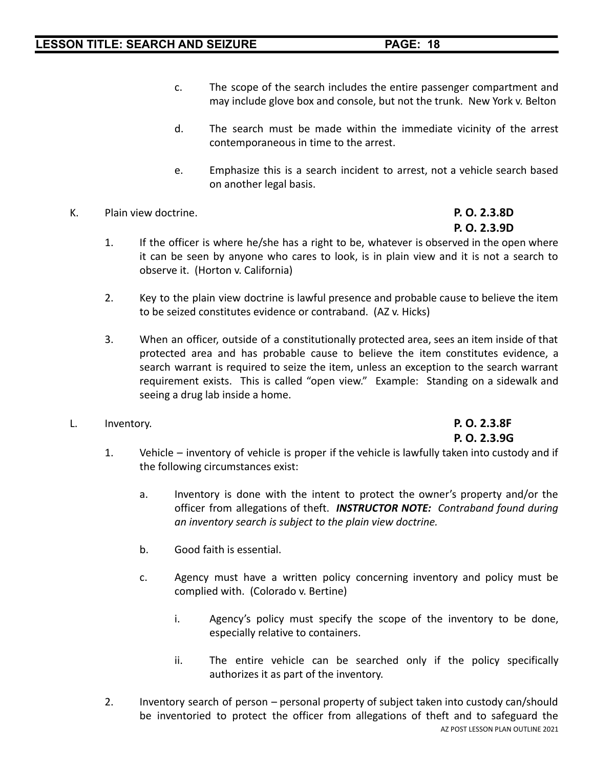c. The scope of the search includes the entire passenger compartment and may include glove box and console, but not the trunk. New York v. Belton

d. The search must be made within the immediate vicinity of the arrest contemporaneous in time to the arrest.

e. Emphasize this is a search incident to arrest, not a vehicle search based on another legal basis.

K. Plain view doctrine. **P. O. 2.3.8D** **P. O. 2.3.9D**

1. If the officer is where he/she has a right to be, whatever is observed in the open where it can be seen by anyone who cares to look, is in plain view and it is not a search to observe it. (Horton v. California)

2. Key to the plain view doctrine is lawful presence and probable cause to believe the item to be seized constitutes evidence or contraband. (AZ v. Hicks)

3. When an officer, outside of a constitutionally protected area, sees an item inside of that protected area and has probable cause to believe the item constitutes evidence, a search warrant is required to seize the item, unless an exception to the search warrant requirement exists. This is called "open view." Example: Standing on a sidewalk and seeing a drug lab inside a home.

L. Inventory. **P. O. 2.3.8F** **P. O. 2.3.9G**

1. Vehicle – inventory of vehicle is proper if the vehicle is lawfully taken into custody and if the following circumstances exist:

   a. Inventory is done with the intent to protect the owner's property and/or the officer from allegations of theft. ***INSTRUCTOR NOTE:*** *Contraband found during an inventory search is subject to the plain view doctrine.*

   b. Good faith is essential.

   c. Agency must have a written policy concerning inventory and policy must be complied with. (Colorado v. Bertine)

      i. Agency's policy must specify the scope of the inventory to be done, especially relative to containers.

      ii. The entire vehicle can be searched only if the policy specifically authorizes it as part of the inventory.

2. Inventory search of person – personal property of subject taken into custody can/should be inventoried to protect the officer from allegations of theft and to safeguard the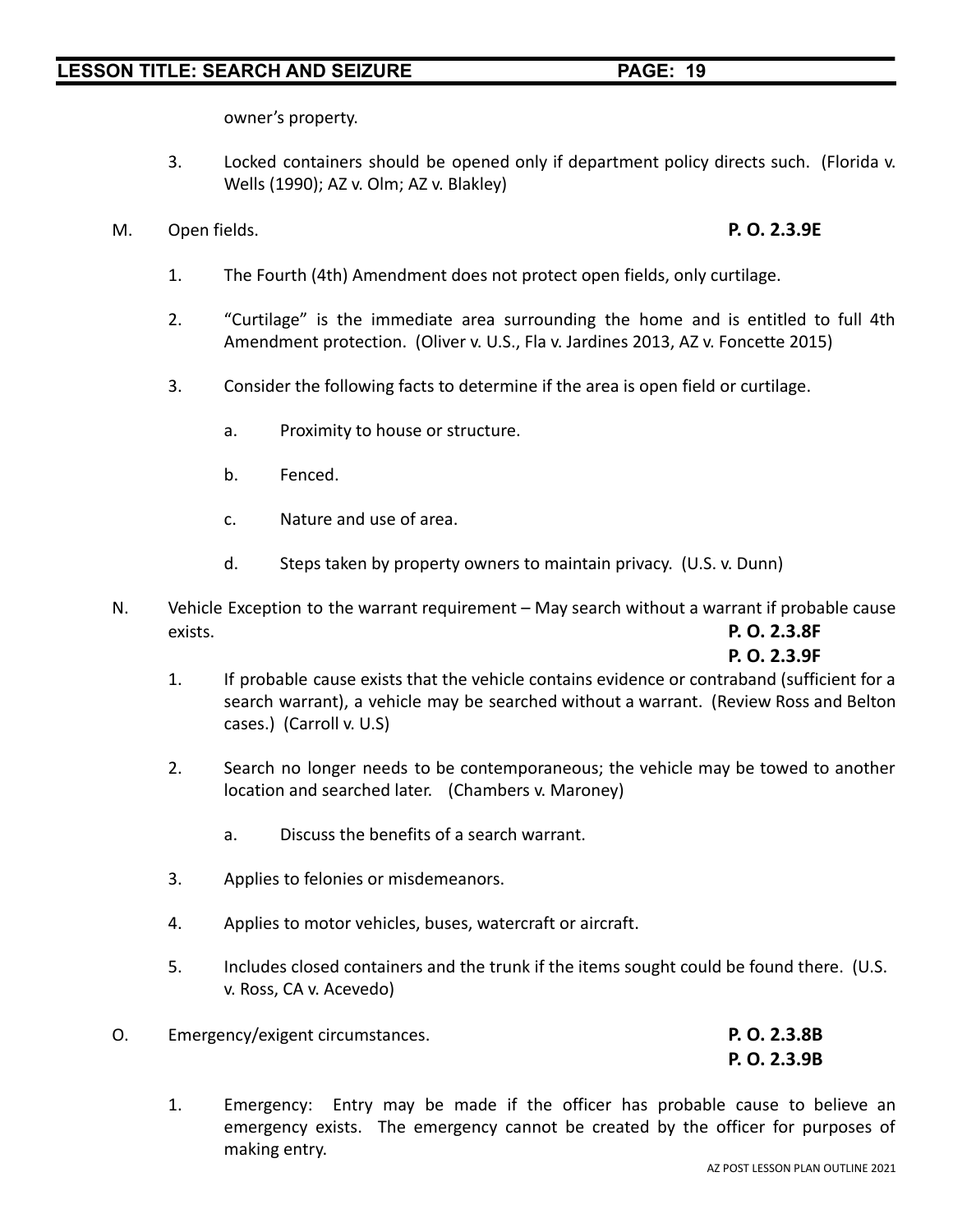owner's property.

3. Locked containers should be opened only if department policy directs such. (Florida v. Wells (1990); AZ v. Olm; AZ v. Blakley)

M. Open fields. **P. O. 2.3.9E**

1. The Fourth (4th) Amendment does not protect open fields, only curtilage.

2. "Curtilage" is the immediate area surrounding the home and is entitled to full 4th Amendment protection. (Oliver v. U.S., Fla v. Jardines 2013, AZ v. Foncette 2015)

3. Consider the following facts to determine if the area is open field or curtilage.

   a. Proximity to house or structure.

   b. Fenced.

   c. Nature and use of area.

   d. Steps taken by property owners to maintain privacy. (U.S. v. Dunn)

N. Vehicle Exception to the warrant requirement – May search without a warrant if probable cause exists. **P. O. 2.3.8F** **P. O. 2.3.9F**

1. If probable cause exists that the vehicle contains evidence or contraband (sufficient for a search warrant), a vehicle may be searched without a warrant. (Review Ross and Belton cases.) (Carroll v. U.S)

2. Search no longer needs to be contemporaneous; the vehicle may be towed to another location and searched later. (Chambers v. Maroney)

   a. Discuss the benefits of a search warrant.

3. Applies to felonies or misdemeanors.

4. Applies to motor vehicles, buses, watercraft or aircraft.

5. Includes closed containers and the trunk if the items sought could be found there. (U.S. v. Ross, CA v. Acevedo)

O. Emergency/exigent circumstances. **P. O. 2.3.8B** **P. O. 2.3.9B**

1. Emergency: Entry may be made if the officer has probable cause to believe an emergency exists. The emergency cannot be created by the officer for purposes of making entry.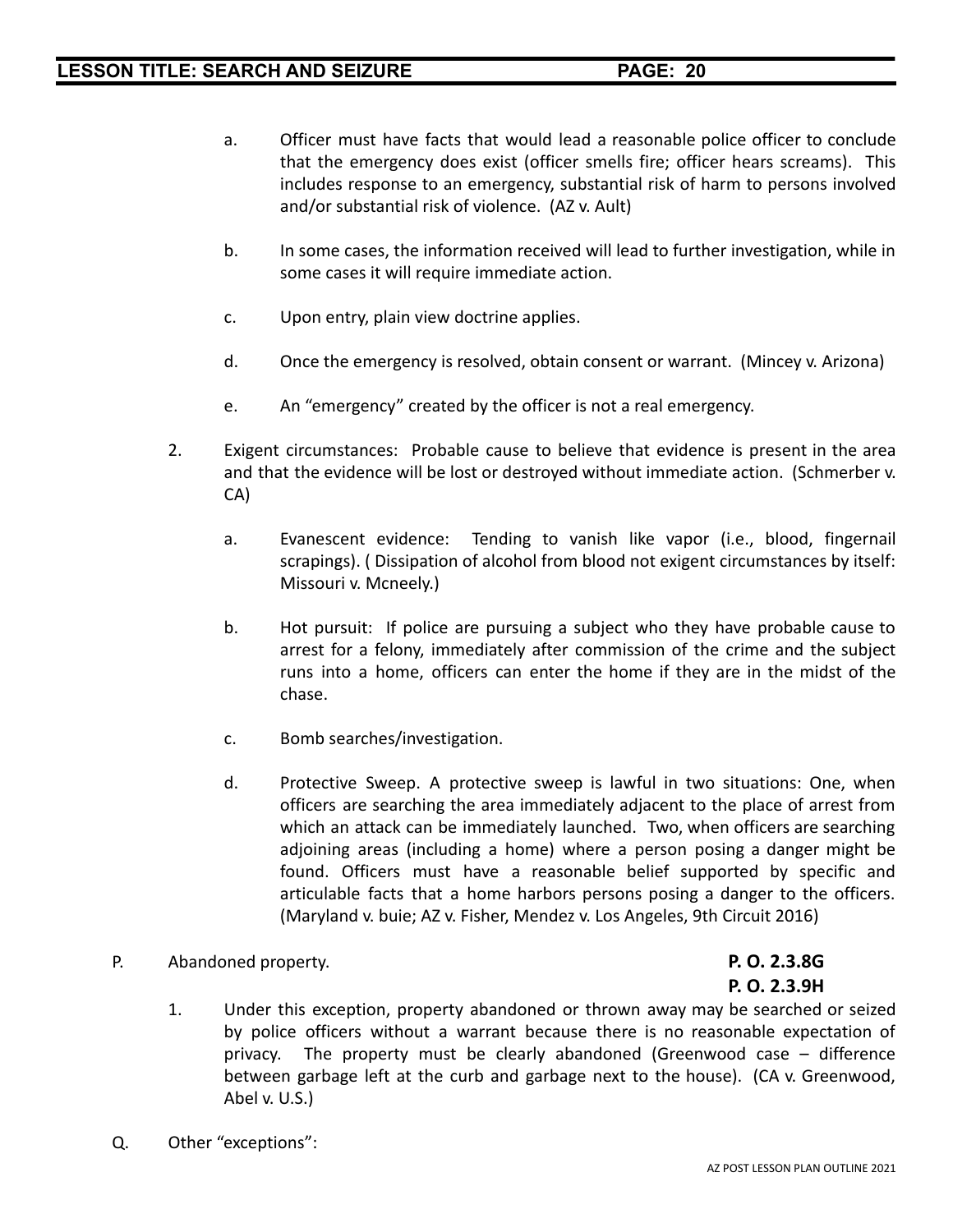a. Officer must have facts that would lead a reasonable police officer to conclude that the emergency does exist (officer smells fire; officer hears screams). This includes response to an emergency, substantial risk of harm to persons involved and/or substantial risk of violence. (AZ v. Ault)

b. In some cases, the information received will lead to further investigation, while in some cases it will require immediate action.

c. Upon entry, plain view doctrine applies.

d. Once the emergency is resolved, obtain consent or warrant. (Mincey v. Arizona)

e. An "emergency" created by the officer is not a real emergency.

2. Exigent circumstances: Probable cause to believe that evidence is present in the area and that the evidence will be lost or destroyed without immediate action. (Schmerber v. CA)

a. Evanescent evidence: Tending to vanish like vapor (i.e., blood, fingernail scrapings). ( Dissipation of alcohol from blood not exigent circumstances by itself: Missouri v. Mcneely.)

b. Hot pursuit: If police are pursuing a subject who they have probable cause to arrest for a felony, immediately after commission of the crime and the subject runs into a home, officers can enter the home if they are in the midst of the chase.

c. Bomb searches/investigation.

d. Protective Sweep. A protective sweep is lawful in two situations: One, when officers are searching the area immediately adjacent to the place of arrest from which an attack can be immediately launched. Two, when officers are searching adjoining areas (including a home) where a person posing a danger might be found. Officers must have a reasonable belief supported by specific and articulable facts that a home harbors persons posing a danger to the officers. (Maryland v. buie; AZ v. Fisher, Mendez v. Los Angeles, 9th Circuit 2016)

P. Abandoned property. **P. O. 2.3.8G** **P. O. 2.3.9H**

1. Under this exception, property abandoned or thrown away may be searched or seized by police officers without a warrant because there is no reasonable expectation of privacy. The property must be clearly abandoned (Greenwood case – difference between garbage left at the curb and garbage next to the house). (CA v. Greenwood, Abel v. U.S.)

Q. Other "exceptions":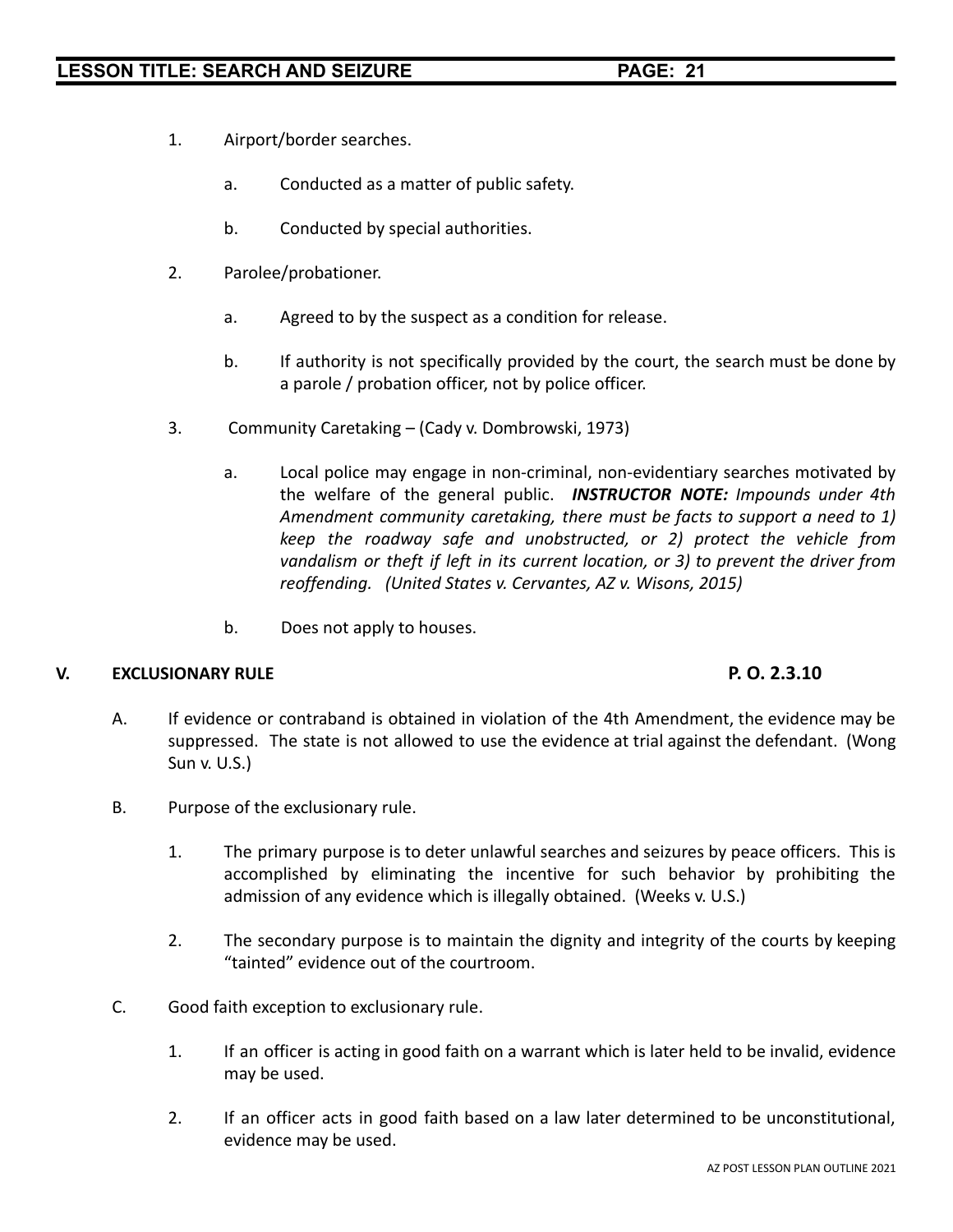1. Airport/border searches.

    a. Conducted as a matter of public safety.

    b. Conducted by special authorities.

2. Parolee/probationer.

    a. Agreed to by the suspect as a condition for release.

    b. If authority is not specifically provided by the court, the search must be done by a parole / probation officer, not by police officer.

3. Community Caretaking – (Cady v. Dombrowski, 1973)

    a. Local police may engage in non-criminal, non-evidentiary searches motivated by the welfare of the general public. ***INSTRUCTOR NOTE:*** *Impounds under 4th Amendment community caretaking, there must be facts to support a need to 1) keep the roadway safe and unobstructed, or 2) protect the vehicle from vandalism or theft if left in its current location, or 3) to prevent the driver from reoffending. (United States v. Cervantes, AZ v. Wisons, 2015)*

    b. Does not apply to houses.

## V. EXCLUSIONARY RULE **P. O. 2.3.10**

A. If evidence or contraband is obtained in violation of the 4th Amendment, the evidence may be suppressed. The state is not allowed to use the evidence at trial against the defendant. (Wong Sun v. U.S.)

B. Purpose of the exclusionary rule.

1. The primary purpose is to deter unlawful searches and seizures by peace officers. This is accomplished by eliminating the incentive for such behavior by prohibiting the admission of any evidence which is illegally obtained. (Weeks v. U.S.)

2. The secondary purpose is to maintain the dignity and integrity of the courts by keeping "tainted" evidence out of the courtroom.

C. Good faith exception to exclusionary rule.

1. If an officer is acting in good faith on a warrant which is later held to be invalid, evidence may be used.

2. If an officer acts in good faith based on a law later determined to be unconstitutional, evidence may be used.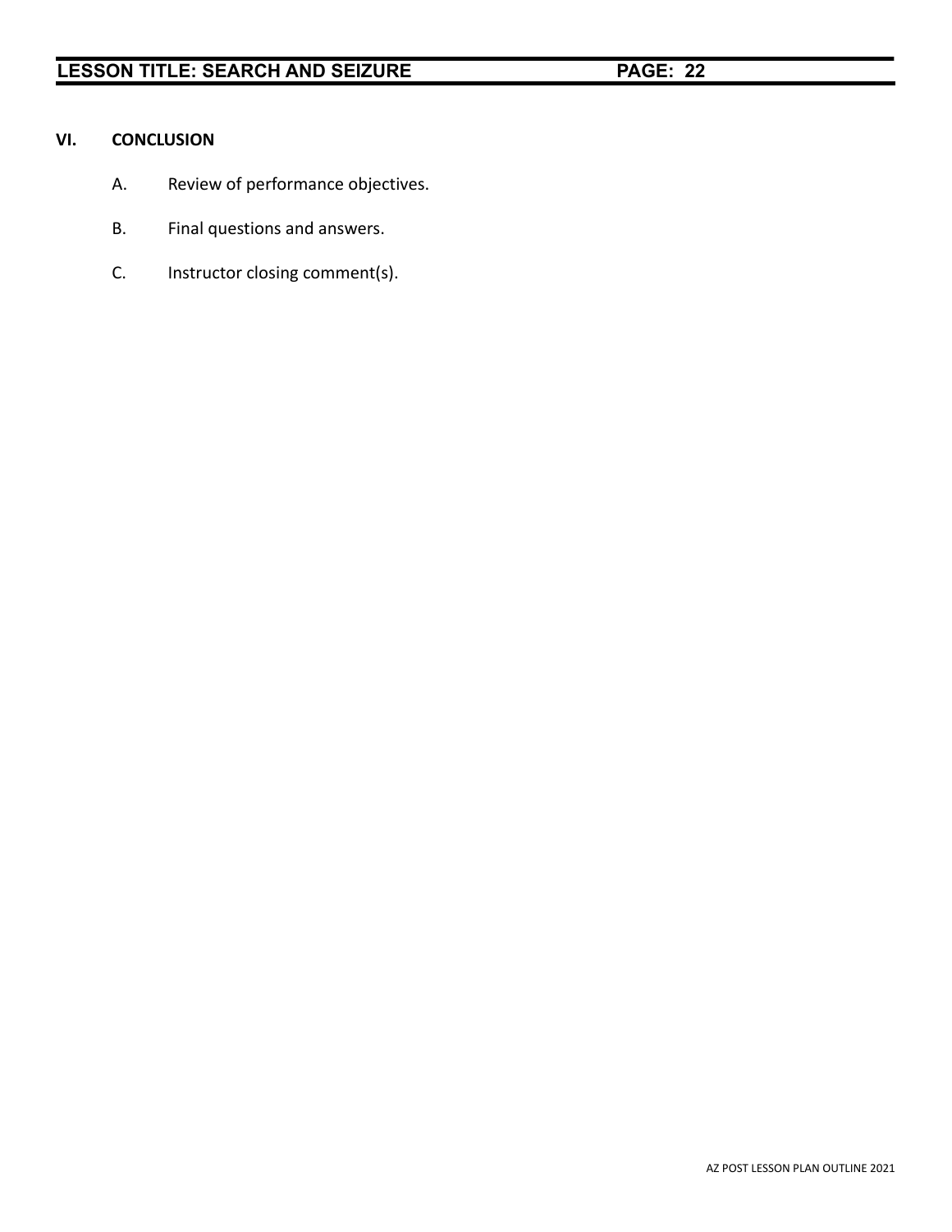## VI. CONCLUSION

A. Review of performance objectives.

B. Final questions and answers.

C. Instructor closing comment(s).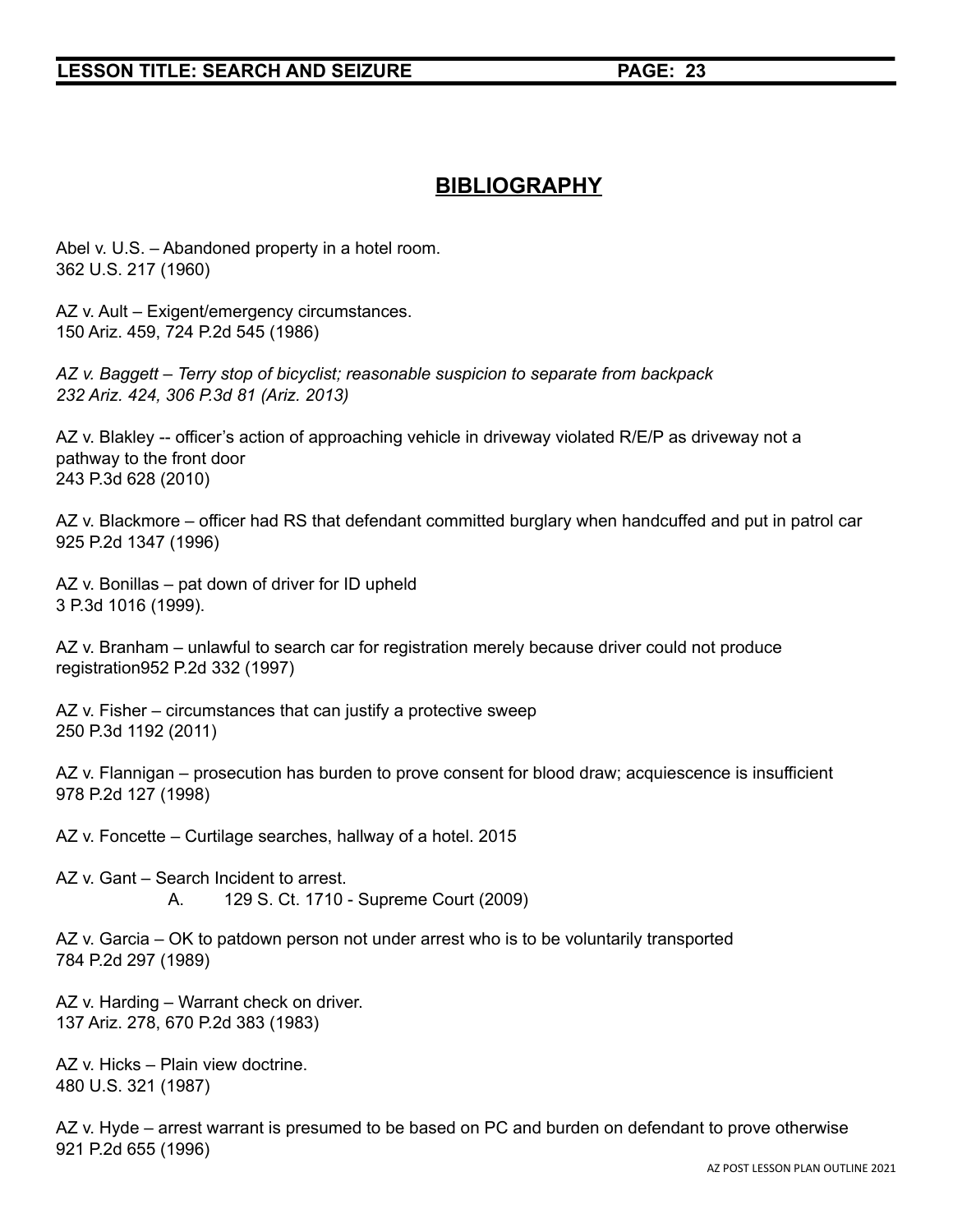## BIBLIOGRAPHY

Abel v. U.S. – Abandoned property in a hotel room.
362 U.S. 217 (1960)

AZ v. Ault – Exigent/emergency circumstances.
150 Ariz. 459, 724 P.2d 545 (1986)

*AZ v. Baggett – Terry stop of bicyclist; reasonable suspicion to separate from backpack*
*232 Ariz. 424, 306 P.3d 81 (Ariz. 2013)*

AZ v. Blakley -- officer's action of approaching vehicle in driveway violated R/E/P as driveway not a pathway to the front door
243 P.3d 628 (2010)

AZ v. Blackmore – officer had RS that defendant committed burglary when handcuffed and put in patrol car
925 P.2d 1347 (1996)

AZ v. Bonillas – pat down of driver for ID upheld
3 P.3d 1016 (1999).

AZ v. Branham – unlawful to search car for registration merely because driver could not produce registration952 P.2d 332 (1997)

AZ v. Fisher – circumstances that can justify a protective sweep
250 P.3d 1192 (2011)

AZ v. Flannigan – prosecution has burden to prove consent for blood draw; acquiescence is insufficient
978 P.2d 127 (1998)

AZ v. Foncette – Curtilage searches, hallway of a hotel. 2015

AZ v. Gant – Search Incident to arrest.
A. 129 S. Ct. 1710 - Supreme Court (2009)

AZ v. Garcia – OK to patdown person not under arrest who is to be voluntarily transported
784 P.2d 297 (1989)

AZ v. Harding – Warrant check on driver.
137 Ariz. 278, 670 P.2d 383 (1983)

AZ v. Hicks – Plain view doctrine.
480 U.S. 321 (1987)

AZ v. Hyde – arrest warrant is presumed to be based on PC and burden on defendant to prove otherwise
921 P.2d 655 (1996)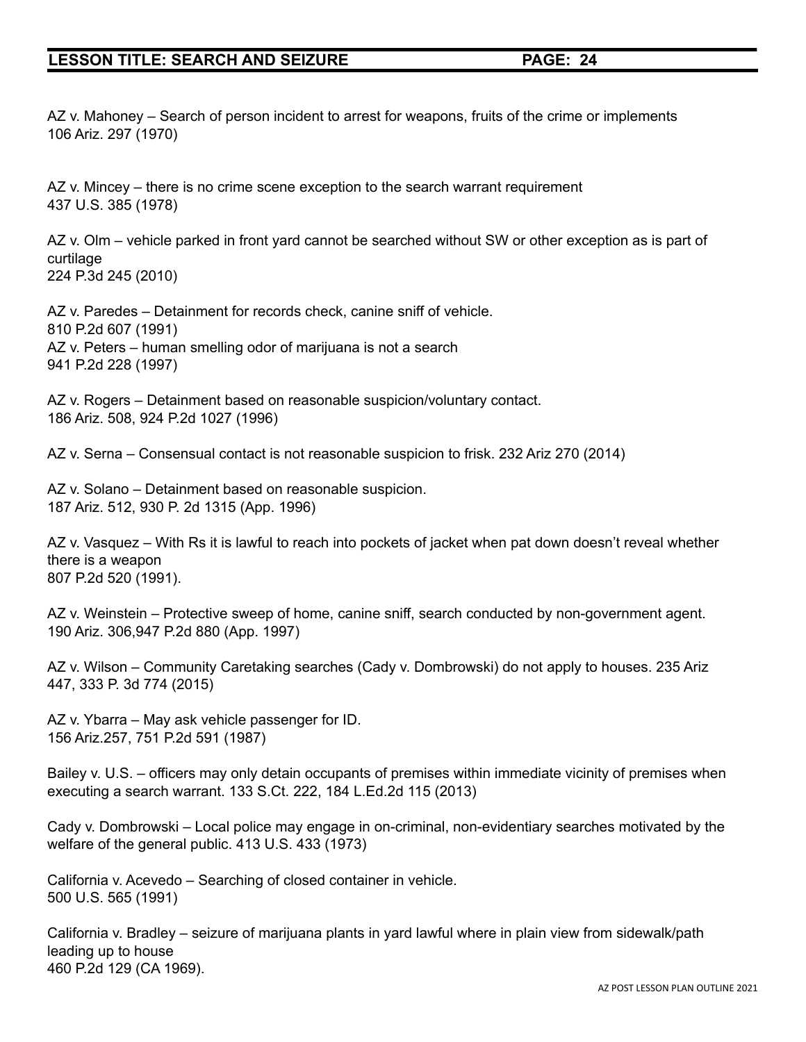AZ v. Mahoney – Search of person incident to arrest for weapons, fruits of the crime or implements
106 Ariz. 297 (1970)

AZ v. Mincey – there is no crime scene exception to the search warrant requirement
437 U.S. 385 (1978)

AZ v. Olm – vehicle parked in front yard cannot be searched without SW or other exception as is part of curtilage
224 P.3d 245 (2010)

AZ v. Paredes – Detainment for records check, canine sniff of vehicle.
810 P.2d 607 (1991)
AZ v. Peters – human smelling odor of marijuana is not a search
941 P.2d 228 (1997)

AZ v. Rogers – Detainment based on reasonable suspicion/voluntary contact.
186 Ariz. 508, 924 P.2d 1027 (1996)

AZ v. Serna – Consensual contact is not reasonable suspicion to frisk. 232 Ariz 270 (2014)

AZ v. Solano – Detainment based on reasonable suspicion.
187 Ariz. 512, 930 P. 2d 1315 (App. 1996)

AZ v. Vasquez – With Rs it is lawful to reach into pockets of jacket when pat down doesn't reveal whether there is a weapon
807 P.2d 520 (1991).

AZ v. Weinstein – Protective sweep of home, canine sniff, search conducted by non-government agent.
190 Ariz. 306,947 P.2d 880 (App. 1997)

AZ v. Wilson – Community Caretaking searches (Cady v. Dombrowski) do not apply to houses. 235 Ariz 447, 333 P. 3d 774 (2015)

AZ v. Ybarra – May ask vehicle passenger for ID.
156 Ariz.257, 751 P.2d 591 (1987)

Bailey v. U.S. – officers may only detain occupants of premises within immediate vicinity of premises when executing a search warrant. 133 S.Ct. 222, 184 L.Ed.2d 115 (2013)

Cady v. Dombrowski – Local police may engage in on-criminal, non-evidentiary searches motivated by the welfare of the general public. 413 U.S. 433 (1973)

California v. Acevedo – Searching of closed container in vehicle.
500 U.S. 565 (1991)

California v. Bradley – seizure of marijuana plants in yard lawful where in plain view from sidewalk/path leading up to house
460 P.2d 129 (CA 1969).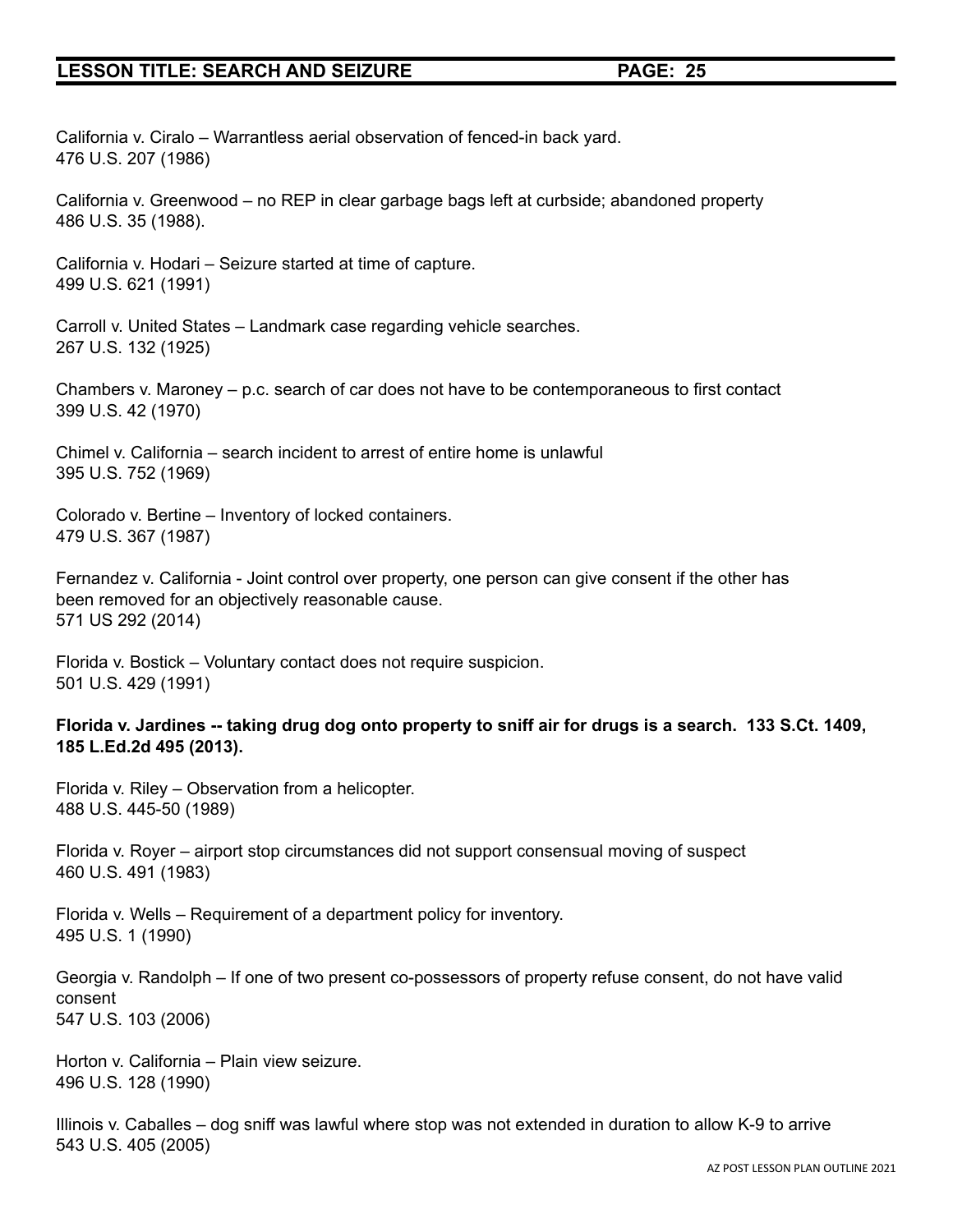California v. Ciralo – Warrantless aerial observation of fenced-in back yard.
476 U.S. 207 (1986)

California v. Greenwood – no REP in clear garbage bags left at curbside; abandoned property
486 U.S. 35 (1988).

California v. Hodari – Seizure started at time of capture.
499 U.S. 621 (1991)

Carroll v. United States – Landmark case regarding vehicle searches.
267 U.S. 132 (1925)

Chambers v. Maroney – p.c. search of car does not have to be contemporaneous to first contact
399 U.S. 42 (1970)

Chimel v. California – search incident to arrest of entire home is unlawful
395 U.S. 752 (1969)

Colorado v. Bertine – Inventory of locked containers.
479 U.S. 367 (1987)

Fernandez v. California - Joint control over property, one person can give consent if the other has been removed for an objectively reasonable cause.
571 US 292 (2014)

Florida v. Bostick – Voluntary contact does not require suspicion.
501 U.S. 429 (1991)

**Florida v. Jardines -- taking drug dog onto property to sniff air for drugs is a search. 133 S.Ct. 1409, 185 L.Ed.2d 495 (2013).**

Florida v. Riley – Observation from a helicopter.
488 U.S. 445-50 (1989)

Florida v. Royer – airport stop circumstances did not support consensual moving of suspect
460 U.S. 491 (1983)

Florida v. Wells – Requirement of a department policy for inventory.
495 U.S. 1 (1990)

Georgia v. Randolph – If one of two present co-possessors of property refuse consent, do not have valid consent
547 U.S. 103 (2006)

Horton v. California – Plain view seizure.
496 U.S. 128 (1990)

Illinois v. Caballes – dog sniff was lawful where stop was not extended in duration to allow K-9 to arrive
543 U.S. 405 (2005)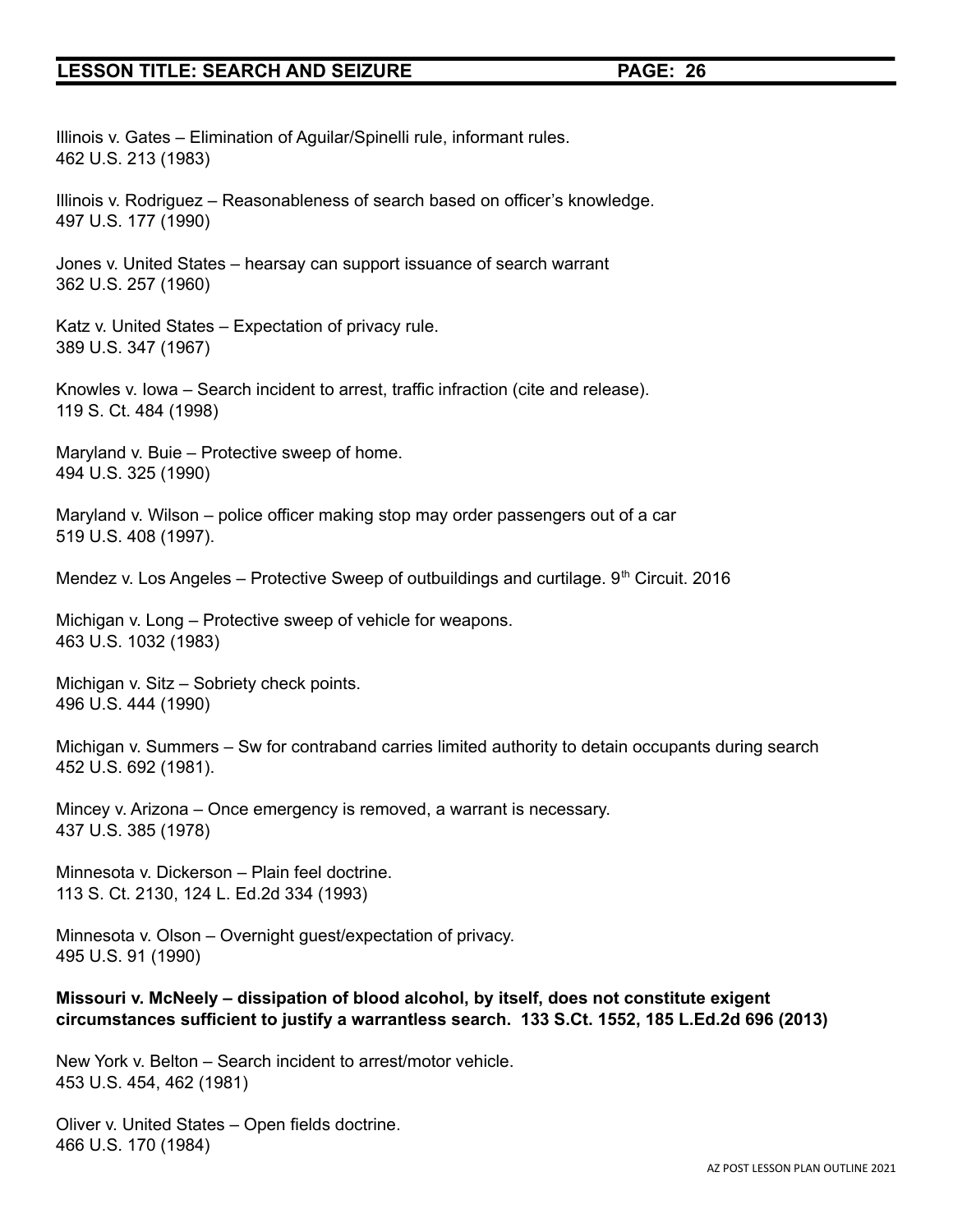Illinois v. Gates – Elimination of Aguilar/Spinelli rule, informant rules.
462 U.S. 213 (1983)

Illinois v. Rodriguez – Reasonableness of search based on officer's knowledge.
497 U.S. 177 (1990)

Jones v. United States – hearsay can support issuance of search warrant
362 U.S. 257 (1960)

Katz v. United States – Expectation of privacy rule.
389 U.S. 347 (1967)

Knowles v. Iowa – Search incident to arrest, traffic infraction (cite and release).
119 S. Ct. 484 (1998)

Maryland v. Buie – Protective sweep of home.
494 U.S. 325 (1990)

Maryland v. Wilson – police officer making stop may order passengers out of a car
519 U.S. 408 (1997).

Mendez v. Los Angeles – Protective Sweep of outbuildings and curtilage. 9th Circuit. 2016

Michigan v. Long – Protective sweep of vehicle for weapons.
463 U.S. 1032 (1983)

Michigan v. Sitz – Sobriety check points.
496 U.S. 444 (1990)

Michigan v. Summers – Sw for contraband carries limited authority to detain occupants during search
452 U.S. 692 (1981).

Mincey v. Arizona – Once emergency is removed, a warrant is necessary.
437 U.S. 385 (1978)

Minnesota v. Dickerson – Plain feel doctrine.
113 S. Ct. 2130, 124 L. Ed.2d 334 (1993)

Minnesota v. Olson – Overnight guest/expectation of privacy.
495 U.S. 91 (1990)

**Missouri v. McNeely – dissipation of blood alcohol, by itself, does not constitute exigent circumstances sufficient to justify a warrantless search. 133 S.Ct. 1552, 185 L.Ed.2d 696 (2013)**

New York v. Belton – Search incident to arrest/motor vehicle.
453 U.S. 454, 462 (1981)

Oliver v. United States – Open fields doctrine.
466 U.S. 170 (1984)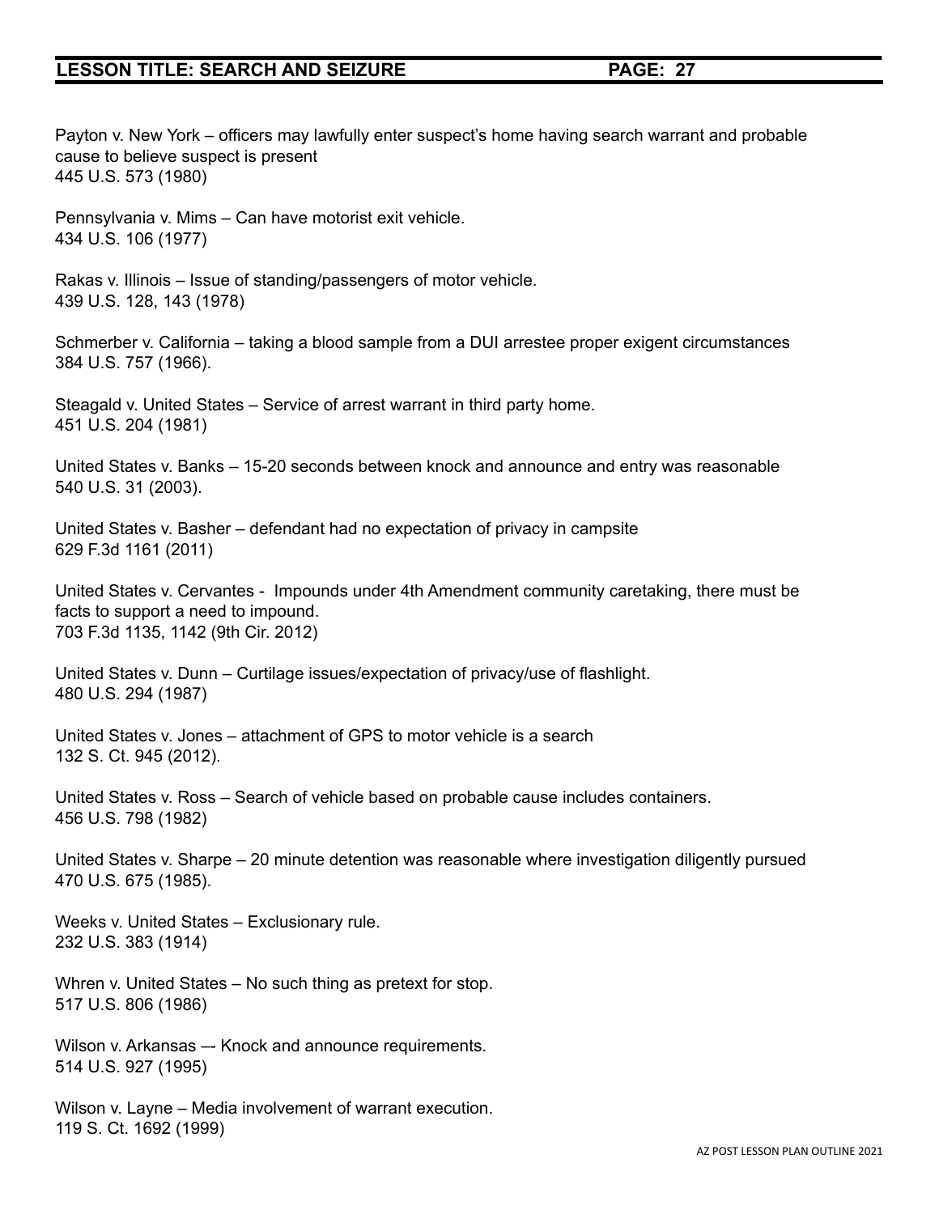Payton v. New York – officers may lawfully enter suspect's home having search warrant and probable cause to believe suspect is present
445 U.S. 573 (1980)

Pennsylvania v. Mims – Can have motorist exit vehicle.
434 U.S. 106 (1977)

Rakas v. Illinois – Issue of standing/passengers of motor vehicle.
439 U.S. 128, 143 (1978)

Schmerber v. California – taking a blood sample from a DUI arrestee proper exigent circumstances
384 U.S. 757 (1966).

Steagald v. United States – Service of arrest warrant in third party home.
451 U.S. 204 (1981)

United States v. Banks – 15-20 seconds between knock and announce and entry was reasonable
540 U.S. 31 (2003).

United States v. Basher – defendant had no expectation of privacy in campsite
629 F.3d 1161 (2011)

United States v. Cervantes - Impounds under 4th Amendment community caretaking, there must be facts to support a need to impound.
703 F.3d 1135, 1142 (9th Cir. 2012)

United States v. Dunn – Curtilage issues/expectation of privacy/use of flashlight.
480 U.S. 294 (1987)

United States v. Jones – attachment of GPS to motor vehicle is a search
132 S. Ct. 945 (2012).

United States v. Ross – Search of vehicle based on probable cause includes containers.
456 U.S. 798 (1982)

United States v. Sharpe – 20 minute detention was reasonable where investigation diligently pursued
470 U.S. 675 (1985).

Weeks v. United States – Exclusionary rule.
232 U.S. 383 (1914)

Whren v. United States – No such thing as pretext for stop.
517 U.S. 806 (1986)

Wilson v. Arkansas –- Knock and announce requirements.
514 U.S. 927 (1995)

Wilson v. Layne – Media involvement of warrant execution.
119 S. Ct. 1692 (1999)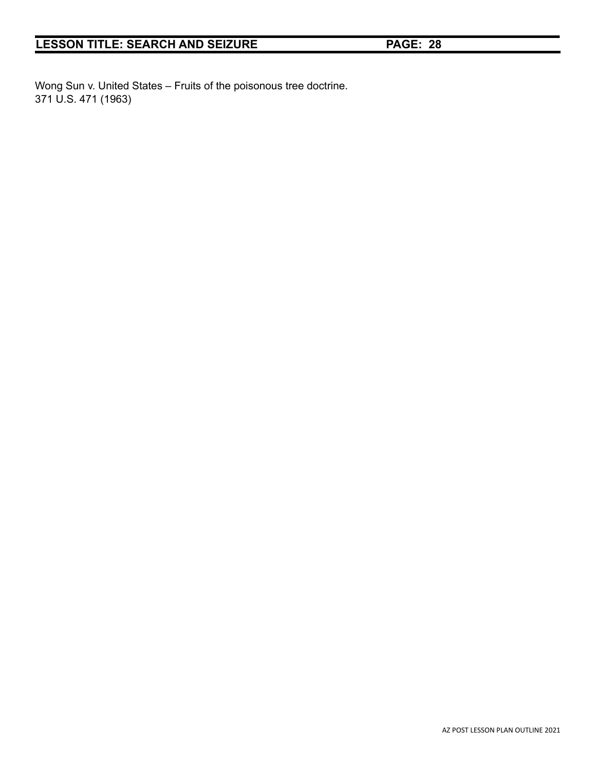Wong Sun v. United States – Fruits of the poisonous tree doctrine.
371 U.S. 471 (1963)